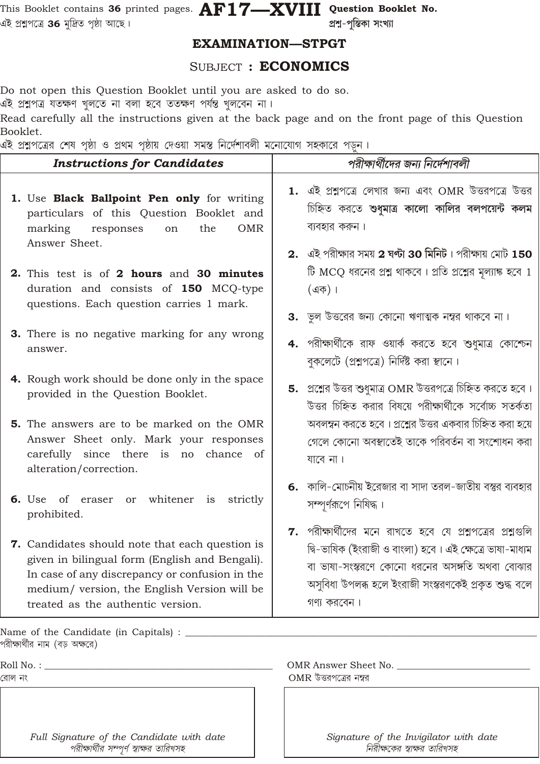This Booklet contains **36** printed pages.
এই প্রশ্নপত্রে **36** মুদ্রিত পৃষ্ঠা আছে।

# AF17—XVIII

**Question Booklet No.**
প্রশ্ন-পুস্তিকা সংখ্যা

## EXAMINATION—STPGT

## SUBJECT : ECONOMICS

Do not open this Question Booklet until you are asked to do so.
এই প্রশ্নপত্র যতক্ষণ খুলতে না বলা হবে ততক্ষণ পর্যন্ত খুলবেন না।

Read carefully all the instructions given at the back page and on the front page of this Question Booklet.
এই প্রশ্নপত্রের শেষ পৃষ্ঠা ও প্রথম পৃষ্ঠায় দেওয়া সমস্ত নির্দেশাবলী মনোযোগ সহকারে পড়ুন।

| *Instructions for Candidates* | *পরীক্ষার্থীদের জন্য নির্দেশাবলী* |
|---|---|
| **1.** Use **Black Ballpoint Pen only** for writing particulars of this Question Booklet and marking responses on the OMR Answer Sheet. | **1.** এই প্রশ্নপত্রে লেখার জন্য এবং OMR উত্তরপত্রে উত্তর চিহ্নিত করতে **শুধুমাত্র কালো কালির বলপয়েন্ট কলম** ব্যবহার করুন। |
| **2.** This test is of **2 hours** and **30 minutes** duration and consists of **150** MCQ-type questions. Each question carries 1 mark. | **2.** এই পরীক্ষার সময় **2 ঘণ্টা 30 মিনিট**। পরীক্ষায় মোট **150** টি MCQ ধরনের প্রশ্ন থাকবে। প্রতি প্রশ্নের মূল্যাঙ্ক হবে 1 (এক)। |
| **3.** There is no negative marking for any wrong answer. | **3.** ভুল উত্তরের জন্য কোনো ঋণাত্মক নম্বর থাকবে না। |
| **4.** Rough work should be done only in the space provided in the Question Booklet. | **4.** পরীক্ষার্থীকে রাফ ওয়ার্ক করতে হবে শুধুমাত্র কোশ্চেন বুকলেটে (প্রশ্নপত্রে) নির্দিষ্ট করা স্থানে। |
| **5.** The answers are to be marked on the OMR Answer Sheet only. Mark your responses carefully since there is no chance of alteration/correction. | **5.** প্রশ্নের উত্তর শুধুমাত্র OMR উত্তরপত্রে চিহ্নিত করতে হবে। উত্তর চিহ্নিত করার বিষয়ে পরীক্ষার্থীকে সর্বোচ্চ সতর্কতা অবলম্বন করতে হবে। প্রশ্নের উত্তর একবার চিহ্নিত করা হয়ে গেলে কোনো অবস্থাতেই তাকে পরিবর্তন বা সংশোধন করা যাবে না। |
| **6.** Use of eraser or whitener is strictly prohibited. | **6.** কালি-মোচনীয় ইরেজার বা সাদা তরল-জাতীয় বস্তুর ব্যবহার সম্পূর্ণরূপে নিষিদ্ধ। |
| **7.** Candidates should note that each question is given in bilingual form (English and Bengali). In case of any discrepancy or confusion in the medium/ version, the English Version will be treated as the authentic version. | **7.** পরীক্ষার্থীদের মনে রাখতে হবে যে প্রশ্নপত্রের প্রশ্নগুলি দ্বি-ভাষিক (ইংরাজী ও বাংলা) হবে। এই ক্ষেত্রে ভাষা-মাধ্যম বা ভাষা-সংস্করণে কোনো ধরনের অসঙ্গতি অথবা বোঝার অসুবিধা উপলব্ধ হলে ইংরাজী সংস্করণকেই প্রকৃত শুদ্ধ বলে গণ্য করবেন। |

Name of the Candidate (in Capitals) : ____________________
পরীক্ষার্থীর নাম (বড় অক্ষরে)

Roll No. : ____________________
রোল নং

OMR Answer Sheet No. ____________________
OMR উত্তরপত্রের নম্বর

*Full Signature of the Candidate with date*
*পরীক্ষার্থীর সম্পূর্ণ স্বাক্ষর তারিখসহ*

*Signature of the Invigilator with date*
*নিরীক্ষকের স্বাক্ষর তারিখসহ*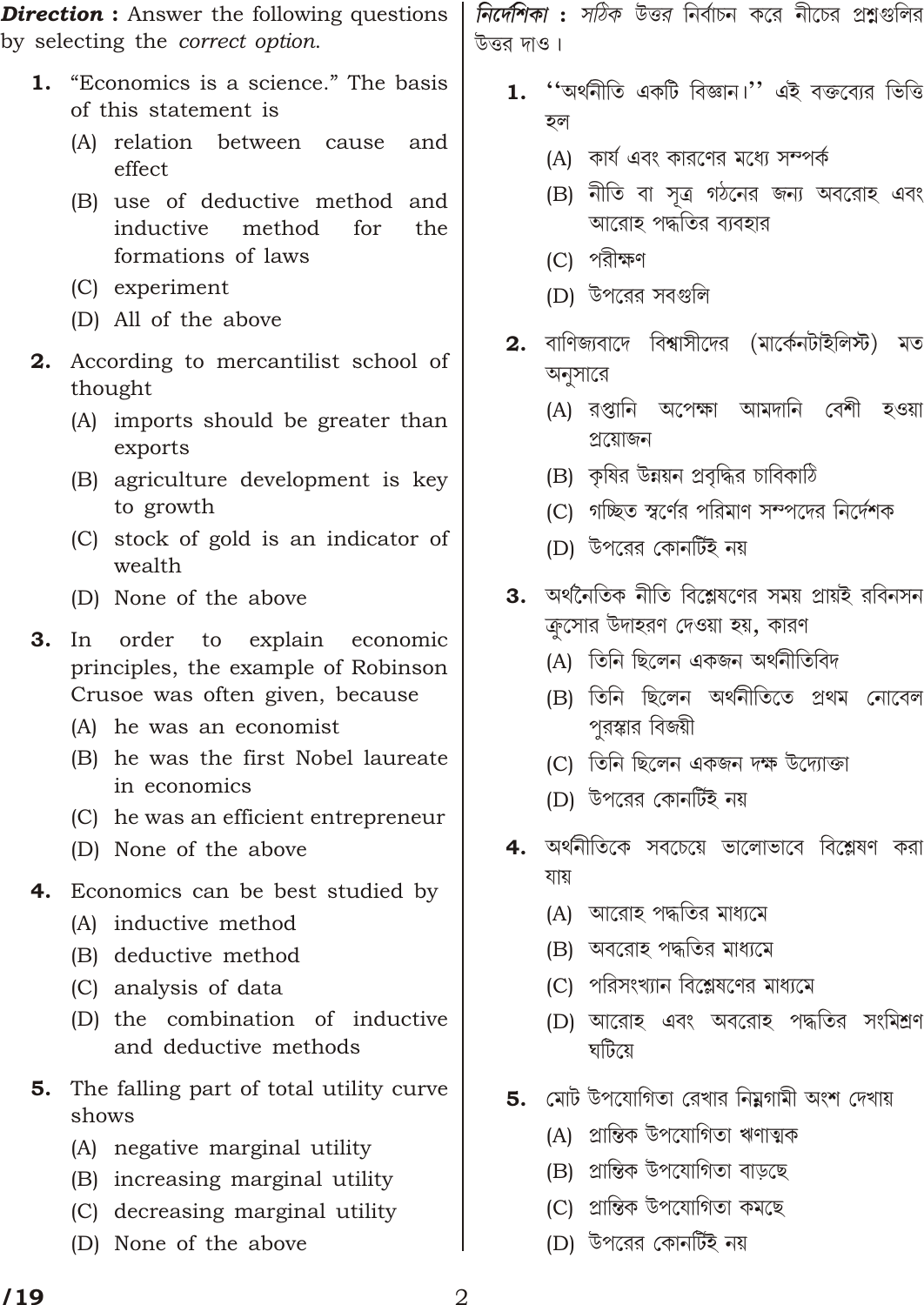***Direction :*** Answer the following questions by selecting the *correct option.*

**1.** "Economics is a science." The basis of this statement is

(A) relation between cause and effect

(B) use of deductive method and inductive method for the formations of laws

(C) experiment

(D) All of the above

**2.** According to mercantilist school of thought

(A) imports should be greater than exports

(B) agriculture development is key to growth

(C) stock of gold is an indicator of wealth

(D) None of the above

**3.** In order to explain economic principles, the example of Robinson Crusoe was often given, because

(A) he was an economist

(B) he was the first Nobel laureate in economics

(C) he was an efficient entrepreneur

(D) None of the above

**4.** Economics can be best studied by

(A) inductive method

(B) deductive method

(C) analysis of data

(D) the combination of inductive and deductive methods

**5.** The falling part of total utility curve shows

(A) negative marginal utility

(B) increasing marginal utility

(C) decreasing marginal utility

(D) None of the above

***নির্দেশিকা :*** *সঠিক* উত্তর নির্বাচন করে নীচের প্রশ্নগুলির উত্তর দাও।

**1.** ''অর্থনীতি একটি বিজ্ঞান।'' এই বক্তব্যের ভিত্তি হল

(A) কার্য এবং কারণের মধ্যে সম্পর্ক

(B) নীতি বা সূত্র গঠনের জন্য অবরোহ এবং আরোহ পদ্ধতির ব্যবহার

(C) পরীক্ষণ

(D) উপরের সবগুলি

**2.** বাণিজ্যবাদে বিশ্বাসীদের (মার্কেনটাইলিস্ট) মত অনুসারে

(A) রপ্তানি অপেক্ষা আমদানি বেশী হওয়া প্রয়োজন

(B) কৃষির উন্নয়ন প্রবৃদ্ধির চাবিকাঠি

(C) গচ্ছিত স্বর্ণের পরিমাণ সম্পদের নির্দেশক

(D) উপরের কোনটিই নয়

**3.** অর্থনৈতিক নীতি বিশ্লেষণের সময় প্রায়ই রবিনসন ক্রুসোর উদাহরণ দেওয়া হয়, কারণ

(A) তিনি ছিলেন একজন অর্থনীতিবিদ

(B) তিনি ছিলেন অর্থনীতিতে প্রথম নোবেল পুরস্কার বিজয়ী

(C) তিনি ছিলেন একজন দক্ষ উদ্যোক্তা

(D) উপরের কোনটিই নয়

**4.** অর্থনীতিকে সবচেয়ে ভালোভাবে বিশ্লেষণ করা যায়

(A) আরোহ পদ্ধতির মাধ্যমে

(B) অবরোহ পদ্ধতির মাধ্যমে

(C) পরিসংখ্যান বিশ্লেষণের মাধ্যমে

(D) আরোহ এবং অবরোহ পদ্ধতির সংমিশ্রণ ঘটিয়ে

**5.** মোট উপযোগিতা রেখার নিম্নগামী অংশ দেখায়

(A) প্রান্তিক উপযোগিতা ঋণাত্মক

(B) প্রান্তিক উপযোগিতা বাড়ছে

(C) প্রান্তিক উপযোগিতা কমছে

(D) উপরের কোনটিই নয়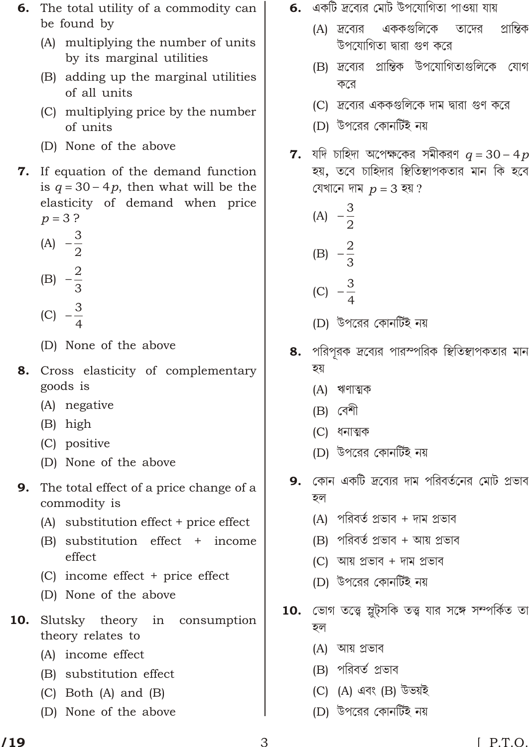6. The total utility of a commodity can be found by

   (A) multiplying the number of units by its marginal utilities

   (B) adding up the marginal utilities of all units

   (C) multiplying price by the number of units

   (D) None of the above

7. If equation of the demand function is $q = 30 - 4p$, then what will be the elasticity of demand when price $p = 3$?

   (A) $-\frac{3}{2}$

   (B) $-\frac{2}{3}$

   (C) $-\frac{3}{4}$

   (D) None of the above

8. Cross elasticity of complementary goods is

   (A) negative

   (B) high

   (C) positive

   (D) None of the above

9. The total effect of a price change of a commodity is

   (A) substitution effect + price effect

   (B) substitution effect + income effect

   (C) income effect + price effect

   (D) None of the above

10. Slutsky theory in consumption theory relates to

    (A) income effect

    (B) substitution effect

    (C) Both (A) and (B)

    (D) None of the above

6. একটি দ্রব্যের মোট উপযোগিতা পাওয়া যায়

   (A) দ্রব্যের এককগুলিকে তাদের প্রান্তিক উপযোগিতা দ্বারা গুণ করে

   (B) দ্রব্যের প্রান্তিক উপযোগিতাগুলিকে যোগ করে

   (C) দ্রব্যের এককগুলিকে দাম দ্বারা গুণ করে

   (D) উপরের কোনটিই নয়

7. যদি চাহিদা অপেক্ষকের সমীকরণ $q = 30 - 4p$ হয়, তবে চাহিদার স্থিতিস্থাপকতার মান কি হবে যেখানে দাম $p = 3$ হয়?

   (A) $-\frac{3}{2}$

   (B) $-\frac{2}{3}$

   (C) $-\frac{3}{4}$

   (D) উপরের কোনটিই নয়

8. পরিপূরক দ্রব্যের পারস্পরিক স্থিতিস্থাপকতার মান হয়

   (A) ঋণাত্মক

   (B) বেশী

   (C) ধনাত্মক

   (D) উপরের কোনটিই নয়

9. কোন একটি দ্রব্যের দাম পরিবর্তনের মোট প্রভাব হল

   (A) পরিবর্ত প্রভাব + দাম প্রভাব

   (B) পরিবর্ত প্রভাব + আয় প্রভাব

   (C) আয় প্রভাব + দাম প্রভাব

   (D) উপরের কোনটিই নয়

10. ভোগ তত্ত্বে স্লুটস্কি তত্ত্ব যার সঙ্গে সম্পর্কিত তা হল

    (A) আয় প্রভাব

    (B) পরিবর্ত প্রভাব

    (C) (A) এবং (B) উভয়ই

    (D) উপরের কোনটিই নয়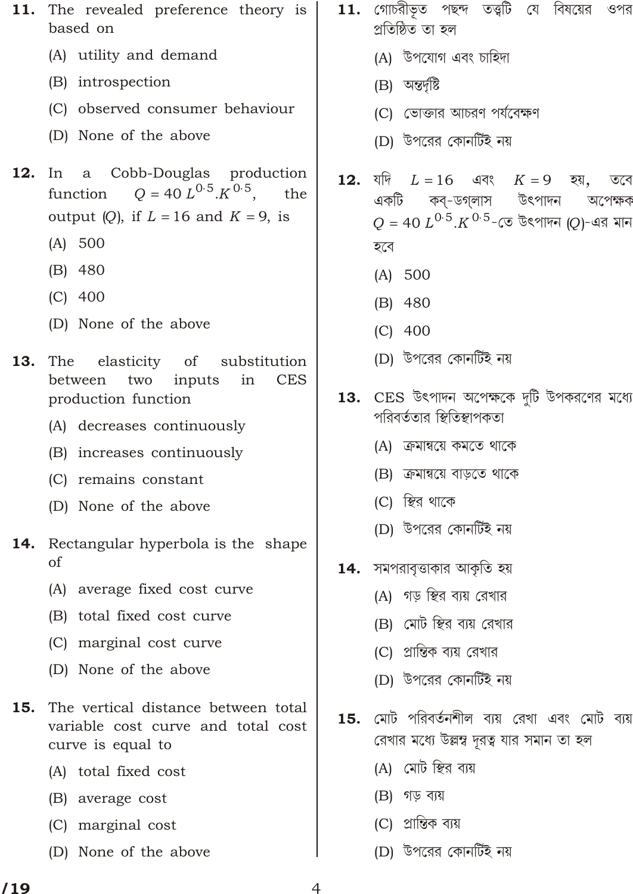**11.** The revealed preference theory is based on

(A) utility and demand

(B) introspection

(C) observed consumer behaviour

(D) None of the above

**12.** In a Cobb-Douglas production function $Q = 40\,L^{0.5}.K^{0.5}$, the output ($Q$), if $L = 16$ and $K = 9$, is

(A) 500

(B) 480

(C) 400

(D) None of the above

**13.** The elasticity of substitution between two inputs in CES production function

(A) decreases continuously

(B) increases continuously

(C) remains constant

(D) None of the above

**14.** Rectangular hyperbola is the shape of

(A) average fixed cost curve

(B) total fixed cost curve

(C) marginal cost curve

(D) None of the above

**15.** The vertical distance between total variable cost curve and total cost curve is equal to

(A) total fixed cost

(B) average cost

(C) marginal cost

(D) None of the above

**11.** গোচরীভূত পছন্দ তত্ত্বটি যে বিষয়ের ওপর প্রতিষ্ঠিত তা হল

(A) উপযোগ এবং চাহিদা

(B) অন্তর্দৃষ্টি

(C) ভোক্তার আচরণ পর্যবেক্ষণ

(D) উপরের কোনটিই নয়

**12.** যদি $L = 16$ এবং $K = 9$ হয়, তবে একটি কব্-ডগলাস উৎপাদন অপেক্ষক $Q = 40\,L^{0.5}.K^{0.5}$-তে উৎপাদন ($Q$)-এর মান হবে

(A) 500

(B) 480

(C) 400

(D) উপরের কোনটিই নয়

**13.** CES উৎপাদন অপেক্ষকে দুটি উপকরণের মধ্যে পরিবর্ততার স্থিতিস্থাপকতা

(A) ক্রমান্বয়ে কমতে থাকে

(B) ক্রমান্বয়ে বাড়তে থাকে

(C) স্থির থাকে

(D) উপরের কোনটিই নয়

**14.** সমপরাবৃত্তাকার আকৃতি হয়

(A) গড় স্থির ব্যয় রেখার

(B) মোট স্থির ব্যয় রেখার

(C) প্রান্তিক ব্যয় রেখার

(D) উপরের কোনটিই নয়

**15.** মোট পরিবর্তনশীল ব্যয় রেখা এবং মোট ব্যয় রেখার মধ্যে উল্লম্ব দূরত্ব যার সমান তা হল

(A) মোট স্থির ব্যয়

(B) গড় ব্যয়

(C) প্রান্তিক ব্যয়

(D) উপরের কোনটিই নয়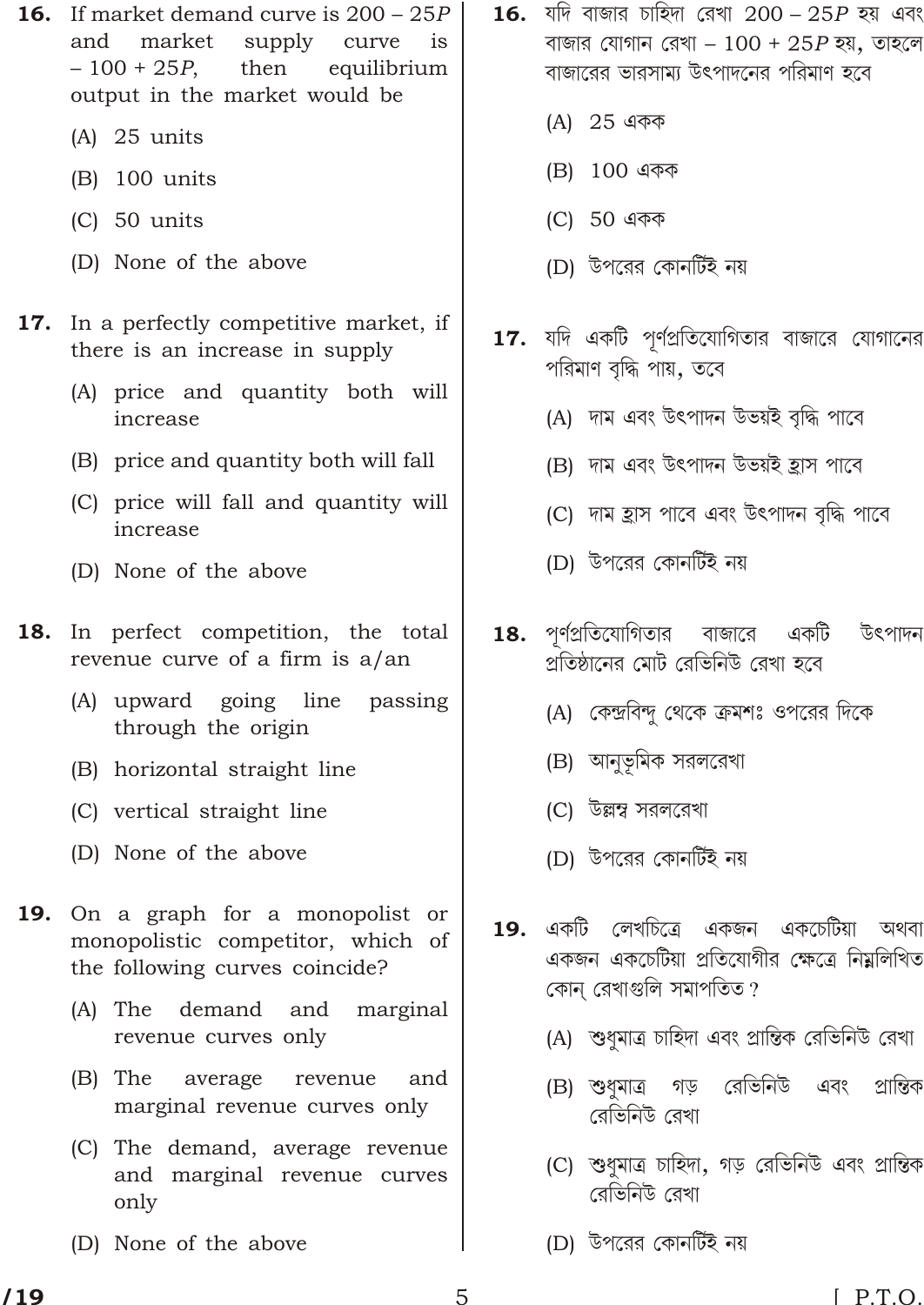**16.** If market demand curve is $200 - 25P$ and market supply curve is $-100 + 25P$, then equilibrium output in the market would be

(A) 25 units

(B) 100 units

(C) 50 units

(D) None of the above

**17.** In a perfectly competitive market, if there is an increase in supply

(A) price and quantity both will increase

(B) price and quantity both will fall

(C) price will fall and quantity will increase

(D) None of the above

**18.** In perfect competition, the total revenue curve of a firm is a/an

(A) upward going line passing through the origin

(B) horizontal straight line

(C) vertical straight line

(D) None of the above

**19.** On a graph for a monopolist or monopolistic competitor, which of the following curves coincide?

(A) The demand and marginal revenue curves only

(B) The average revenue and marginal revenue curves only

(C) The demand, average revenue and marginal revenue curves only

(D) None of the above

**16.** যদি বাজার চাহিদা রেখা $200 - 25P$ হয় এবং বাজার যোগান রেখা $-100 + 25P$ হয়, তাহলে বাজারের ভারসাম্য উৎপাদনের পরিমাণ হবে

(A) 25 একক

(B) 100 একক

(C) 50 একক

(D) উপরের কোনটিই নয়

**17.** যদি একটি পূর্ণপ্রতিযোগিতার বাজারে যোগানের পরিমাণ বৃদ্ধি পায়, তবে

(A) দাম এবং উৎপাদন উভয়ই বৃদ্ধি পাবে

(B) দাম এবং উৎপাদন উভয়ই হ্রাস পাবে

(C) দাম হ্রাস পাবে এবং উৎপাদন বৃদ্ধি পাবে

(D) উপরের কোনটিই নয়

**18.** পূর্ণপ্রতিযোগিতার বাজারে একটি উৎপাদন প্রতিষ্ঠানের মোট রেভিনিউ রেখা হবে

(A) কেন্দ্রবিন্দু থেকে ক্রমশঃ ওপরের দিকে

(B) আনুভূমিক সরলরেখা

(C) উল্লম্ব সরলরেখা

(D) উপরের কোনটিই নয়

**19.** একটি লেখচিত্রে একজন একচেটিয়া অথবা একজন একচেটিয়া প্রতিযোগীর ক্ষেত্রে নিম্নলিখিত কোন্ রেখাগুলি সমাপতিত?

(A) শুধুমাত্র চাহিদা এবং প্রান্তিক রেভিনিউ রেখা

(B) শুধুমাত্র গড় রেভিনিউ এবং প্রান্তিক রেভিনিউ রেখা

(C) শুধুমাত্র চাহিদা, গড় রেভিনিউ এবং প্রান্তিক রেভিনিউ রেখা

(D) উপরের কোনটিই নয়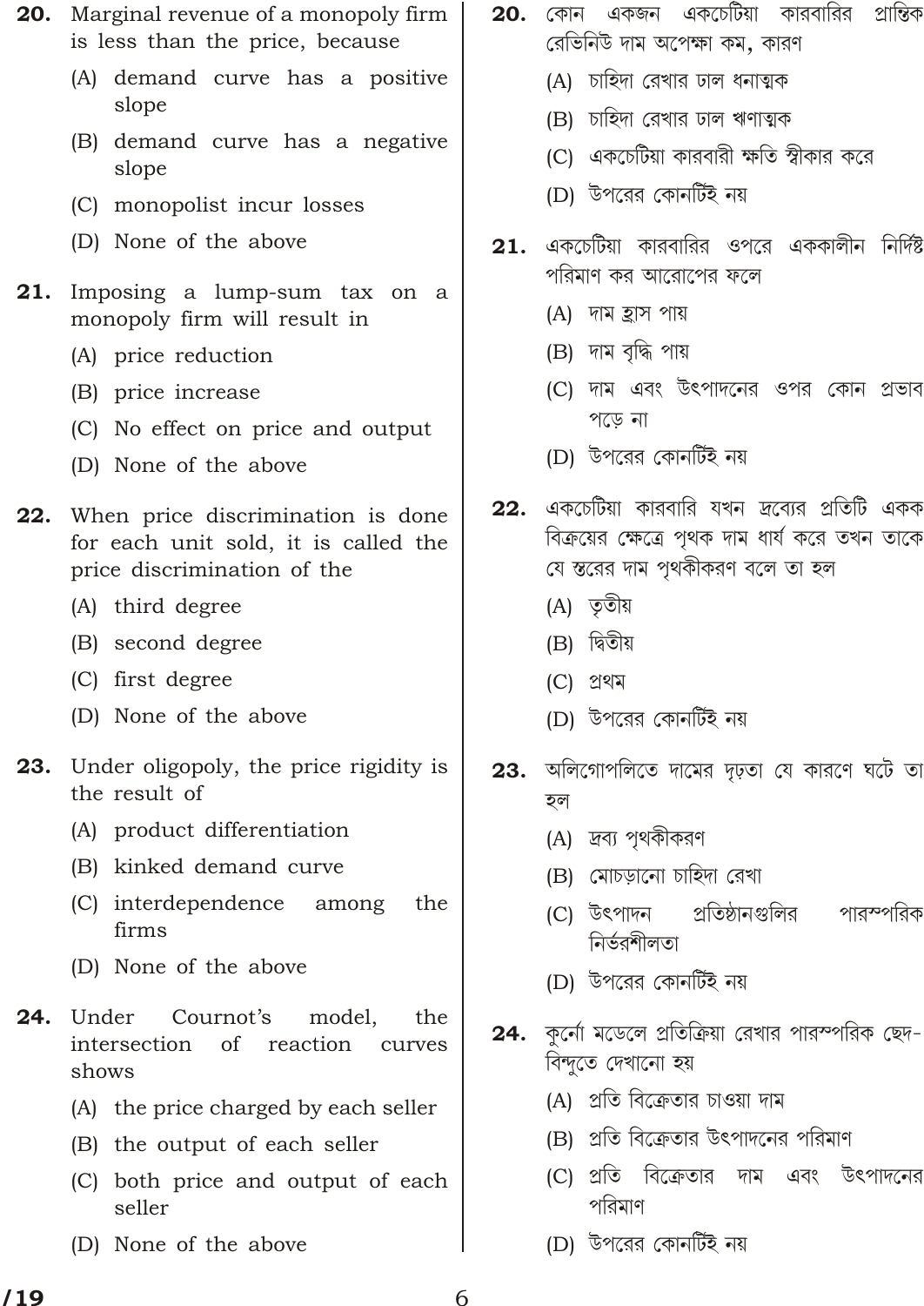**20.** Marginal revenue of a monopoly firm is less than the price, because

(A) demand curve has a positive slope

(B) demand curve has a negative slope

(C) monopolist incur losses

(D) None of the above

**21.** Imposing a lump-sum tax on a monopoly firm will result in

(A) price reduction

(B) price increase

(C) No effect on price and output

(D) None of the above

**22.** When price discrimination is done for each unit sold, it is called the price discrimination of the

(A) third degree

(B) second degree

(C) first degree

(D) None of the above

**23.** Under oligopoly, the price rigidity is the result of

(A) product differentiation

(B) kinked demand curve

(C) interdependence among the firms

(D) None of the above

**24.** Under Cournot's model, the intersection of reaction curves shows

(A) the price charged by each seller

(B) the output of each seller

(C) both price and output of each seller

(D) None of the above

**20.** কোন একজন একচেটিয়া কারবারির প্রান্তিক রেভিনিউ দাম অপেক্ষা কম, কারণ

(A) চাহিদা রেখার ঢাল ধনাত্মক

(B) চাহিদা রেখার ঢাল ঋণাত্মক

(C) একচেটিয়া কারবারী ক্ষতি স্বীকার করে

(D) উপরের কোনটিই নয়

**21.** একচেটিয়া কারবারির ওপরে এককালীন নির্দিষ্ট পরিমাণ কর আরোপের ফলে

(A) দাম হ্রাস পায়

(B) দাম বৃদ্ধি পায়

(C) দাম এবং উৎপাদনের ওপর কোন প্রভাব পড়ে না

(D) উপরের কোনটিই নয়

**22.** একচেটিয়া কারবারি যখন দ্রব্যের প্রতিটি একক বিক্রয়ের ক্ষেত্রে পৃথক দাম ধার্য করে তখন তাকে যে স্তরের দাম পৃথকীকরণ বলে তা হল

(A) তৃতীয়

(B) দ্বিতীয়

(C) প্রথম

(D) উপরের কোনটিই নয়

**23.** অলিগোপলিতে দামের দৃঢ়তা যে কারণে ঘটে তা হল

(A) দ্রব্য পৃথকীকরণ

(B) মোচড়ানো চাহিদা রেখা

(C) উৎপাদন প্রতিষ্ঠানগুলির পারস্পরিক নির্ভরশীলতা

(D) উপরের কোনটিই নয়

**24.** কুর্নো মডেলে প্রতিক্রিয়া রেখার পারস্পরিক ছেদ-বিন্দুতে দেখানো হয়

(A) প্রতি বিক্রেতার চাওয়া দাম

(B) প্রতি বিক্রেতার উৎপাদনের পরিমাণ

(C) প্রতি বিক্রেতার দাম এবং উৎপাদনের পরিমাণ

(D) উপরের কোনটিই নয়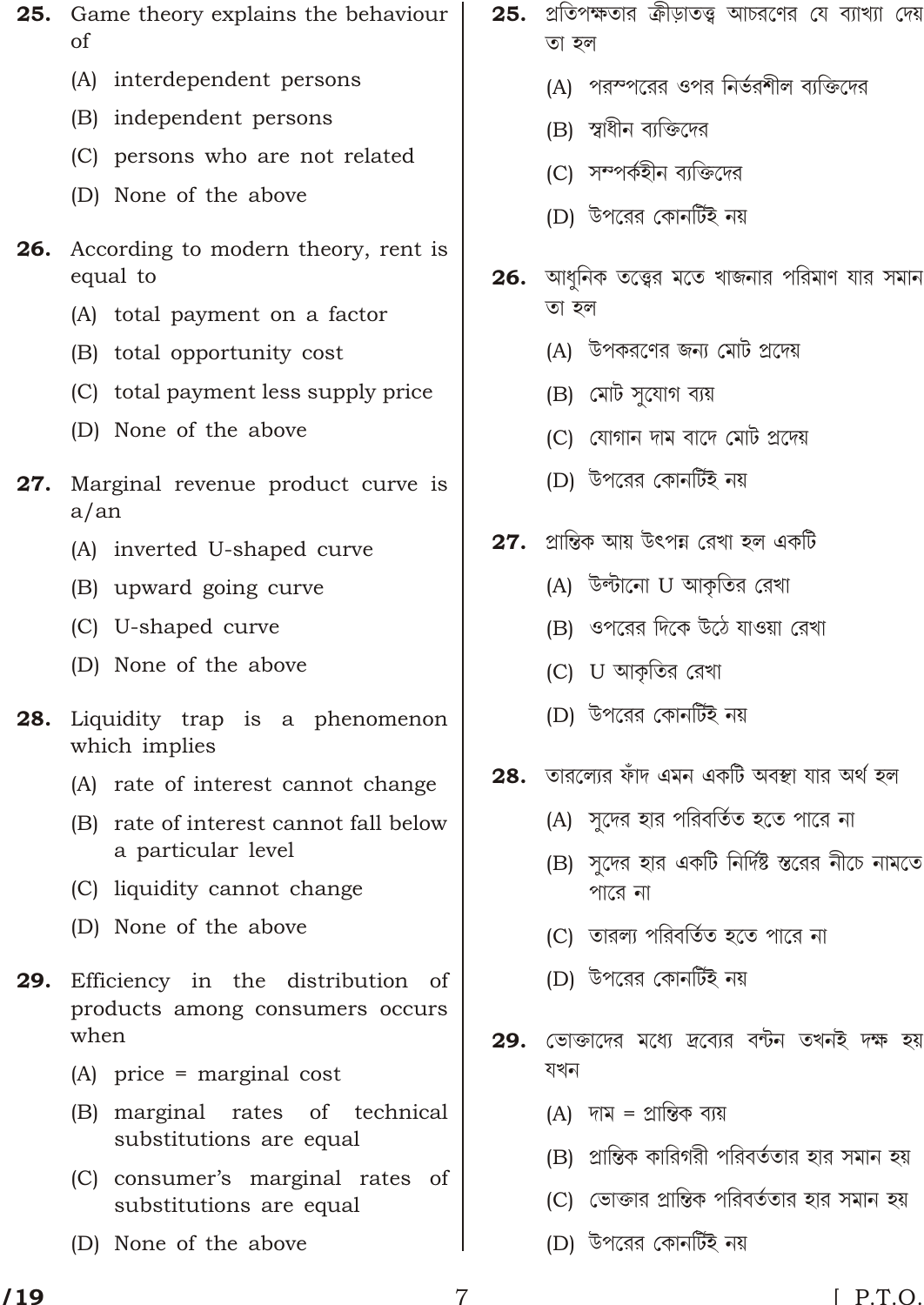**25.** Game theory explains the behaviour of

(A) interdependent persons

(B) independent persons

(C) persons who are not related

(D) None of the above

**26.** According to modern theory, rent is equal to

(A) total payment on a factor

(B) total opportunity cost

(C) total payment less supply price

(D) None of the above

**27.** Marginal revenue product curve is a/an

(A) inverted U-shaped curve

(B) upward going curve

(C) U-shaped curve

(D) None of the above

**28.** Liquidity trap is a phenomenon which implies

(A) rate of interest cannot change

(B) rate of interest cannot fall below a particular level

(C) liquidity cannot change

(D) None of the above

**29.** Efficiency in the distribution of products among consumers occurs when

(A) price = marginal cost

(B) marginal rates of technical substitutions are equal

(C) consumer's marginal rates of substitutions are equal

(D) None of the above

**25.** প্রতিপক্ষতার ক্রীড়াতত্ত্ব আচরণের যে ব্যাখ্যা দেয় তা হল

(A) পরস্পরের ওপর নির্ভরশীল ব্যক্তিদের

(B) স্বাধীন ব্যক্তিদের

(C) সম্পর্কহীন ব্যক্তিদের

(D) উপরের কোনটিই নয়

**26.** আধুনিক তত্ত্বের মতে খাজনার পরিমাণ যার সমান তা হল

(A) উপকরণের জন্য মোট প্রদেয়

(B) মোট সুযোগ ব্যয়

(C) যোগান দাম বাদে মোট প্রদেয়

(D) উপরের কোনটিই নয়

**27.** প্রান্তিক আয় উৎপন্ন রেখা হল একটি

(A) উল্টানো U আকৃতির রেখা

(B) ওপরের দিকে উঠে যাওয়া রেখা

(C) U আকৃতির রেখা

(D) উপরের কোনটিই নয়

**28.** তারল্যের ফাঁদ এমন একটি অবস্থা যার অর্থ হল

(A) সুদের হার পরিবর্তিত হতে পারে না

(B) সুদের হার একটি নির্দিষ্ট স্তরের নীচে নামতে পারে না

(C) তারল্য পরিবর্তিত হতে পারে না

(D) উপরের কোনটিই নয়

**29.** ভোক্তাদের মধ্যে দ্রব্যের বন্টন তখনই দক্ষ হয় যখন

(A) দাম = প্রান্তিক ব্যয়

(B) প্রান্তিক কারিগরী পরিবর্ততার হার সমান হয়

(C) ভোক্তার প্রান্তিক পরিবর্ততার হার সমান হয়

(D) উপরের কোনটিই নয়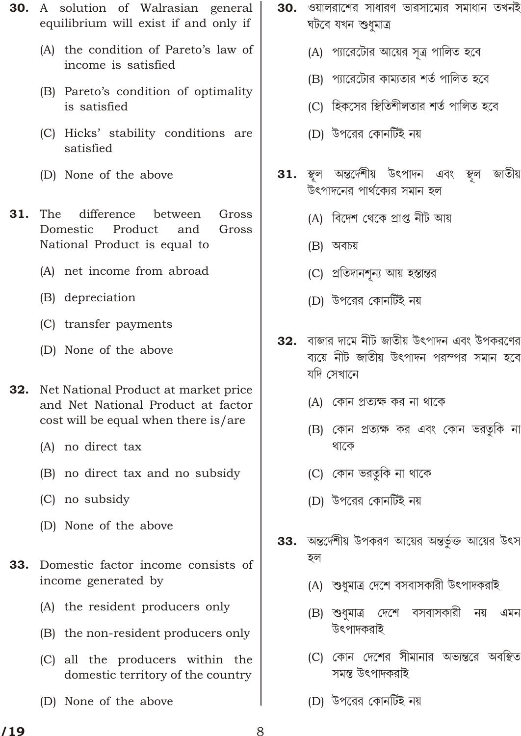**30.** A solution of Walrasian general equilibrium will exist if and only if

(A) the condition of Pareto's law of income is satisfied

(B) Pareto's condition of optimality is satisfied

(C) Hicks' stability conditions are satisfied

(D) None of the above

**31.** The difference between Gross Domestic Product and Gross National Product is equal to

(A) net income from abroad

(B) depreciation

(C) transfer payments

(D) None of the above

**32.** Net National Product at market price and Net National Product at factor cost will be equal when there is/are

(A) no direct tax

(B) no direct tax and no subsidy

(C) no subsidy

(D) None of the above

**33.** Domestic factor income consists of income generated by

(A) the resident producers only

(B) the non-resident producers only

(C) all the producers within the domestic territory of the country

(D) None of the above

**30.** ওয়ালরাশের সাধারণ ভারসাম্যের সমাধান তখনই ঘটবে যখন শুধুমাত্র

(A) প্যারেটোর আয়ের সূত্র পালিত হবে

(B) প্যারেটোর কাম্যতার শর্ত পালিত হবে

(C) হিকসের স্থিতিশীলতার শর্ত পালিত হবে

(D) উপরের কোনটিই নয়

**31.** স্থূল অন্তর্দেশীয় উৎপাদন এবং স্থূল জাতীয় উৎপাদনের পার্থক্যের সমান হল

(A) বিদেশ থেকে প্রাপ্ত নীট আয়

(B) অবচয়

(C) প্রতিদানশূন্য আয় হস্তান্তর

(D) উপরের কোনটিই নয়

**32.** বাজার দামে নীট জাতীয় উৎপাদন এবং উপকরণের ব্যয়ে নীট জাতীয় উৎপাদন পরস্পর সমান হবে যদি সেখানে

(A) কোন প্রত্যক্ষ কর না থাকে

(B) কোন প্রত্যক্ষ কর এবং কোন ভরতুকি না থাকে

(C) কোন ভরতুকি না থাকে

(D) উপরের কোনটিই নয়

**33.** অন্তর্দেশীয় উপকরণ আয়ের অন্তর্ভুক্ত আয়ের উৎস হল

(A) শুধুমাত্র দেশে বসবাসকারী উৎপাদকরাই

(B) শুধুমাত্র দেশে বসবাসকারী নয় এমন উৎপাদকরাই

(C) কোন দেশের সীমানার অভ্যন্তরে অবস্থিত সমস্ত উৎপাদকরাই

(D) উপরের কোনটিই নয়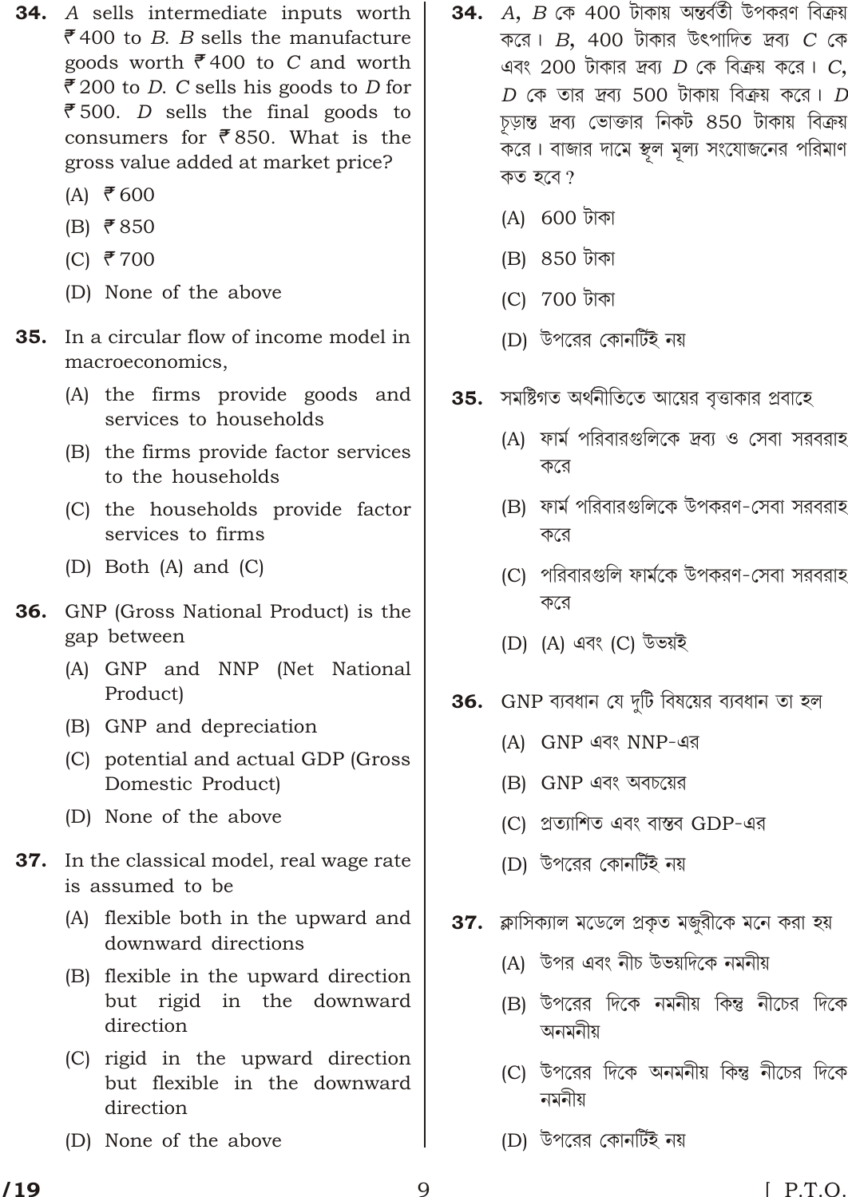**34.** *A* sells intermediate inputs worth ₹ 400 to *B*. *B* sells the manufacture goods worth ₹ 400 to *C* and worth ₹ 200 to *D*. *C* sells his goods to *D* for ₹ 500. *D* sells the final goods to consumers for ₹ 850. What is the gross value added at market price?

(A) ₹ 600

(B) ₹ 850

(C) ₹ 700

(D) None of the above

**35.** In a circular flow of income model in macroeconomics,

(A) the firms provide goods and services to households

(B) the firms provide factor services to the households

(C) the households provide factor services to firms

(D) Both (A) and (C)

**36.** GNP (Gross National Product) is the gap between

(A) GNP and NNP (Net National Product)

(B) GNP and depreciation

(C) potential and actual GDP (Gross Domestic Product)

(D) None of the above

**37.** In the classical model, real wage rate is assumed to be

(A) flexible both in the upward and downward directions

(B) flexible in the upward direction but rigid in the downward direction

(C) rigid in the upward direction but flexible in the downward direction

(D) None of the above

**34.** *A*, *B* কে 400 টাকায় অন্তর্বর্তী উপকরণ বিক্রয় করে। *B*, 400 টাকার উৎপাদিত দ্রব্য *C* কে এবং 200 টাকার দ্রব্য *D* কে বিক্রয় করে। *C*, *D* কে তার দ্রব্য 500 টাকায় বিক্রয় করে। *D* চূড়ান্ত দ্রব্য ভোক্তার নিকট 850 টাকায় বিক্রয় করে। বাজার দামে স্থূল মূল্য সংযোজনের পরিমাণ কত হবে?

(A) 600 টাকা

(B) 850 টাকা

(C) 700 টাকা

(D) উপরের কোনটিই নয়

**35.** সমষ্টিগত অর্থনীতিতে আয়ের বৃত্তাকার প্রবাহে

(A) ফার্ম পরিবারগুলিকে দ্রব্য ও সেবা সরবরাহ করে

(B) ফার্ম পরিবারগুলিকে উপকরণ-সেবা সরবরাহ করে

(C) পরিবারগুলি ফার্মকে উপকরণ-সেবা সরবরাহ করে

(D) (A) এবং (C) উভয়ই

**36.** GNP ব্যবধান যে দুটি বিষয়ের ব্যবধান তা হল

(A) GNP এবং NNP-এর

(B) GNP এবং অবচয়ের

(C) প্রত্যাশিত এবং বাস্তব GDP-এর

(D) উপরের কোনটিই নয়

**37.** ক্লাসিক্যাল মডেলে প্রকৃত মজুরীকে মনে করা হয়

(A) উপর এবং নীচ উভয়দিকে নমনীয়

(B) উপরের দিকে নমনীয় কিন্তু নীচের দিকে অনমনীয়

(C) উপরের দিকে অনমনীয় কিন্তু নীচের দিকে নমনীয়

(D) উপরের কোনটিই নয়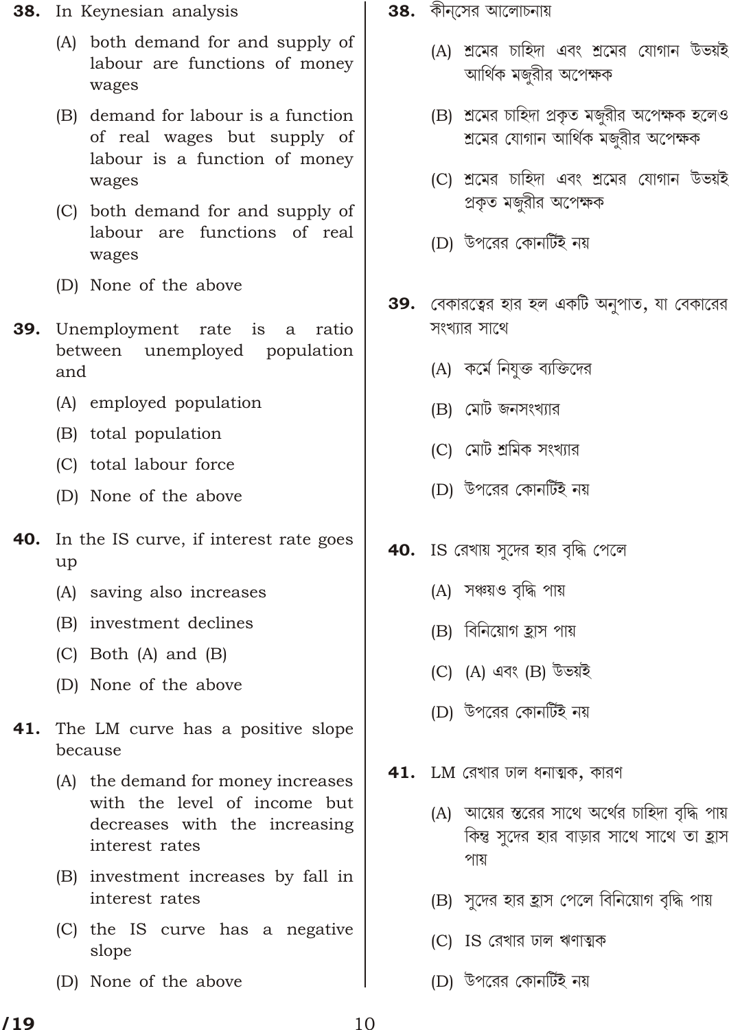**38.** In Keynesian analysis

(A) both demand for and supply of labour are functions of money wages

(B) demand for labour is a function of real wages but supply of labour is a function of money wages

(C) both demand for and supply of labour are functions of real wages

(D) None of the above

**39.** Unemployment rate is a ratio between unemployed population and

(A) employed population

(B) total population

(C) total labour force

(D) None of the above

**40.** In the IS curve, if interest rate goes up

(A) saving also increases

(B) investment declines

(C) Both (A) and (B)

(D) None of the above

**41.** The LM curve has a positive slope because

(A) the demand for money increases with the level of income but decreases with the increasing interest rates

(B) investment increases by fall in interest rates

(C) the IS curve has a negative slope

(D) None of the above

**38.** কীন্সের আলোচনায়

(A) শ্রমের চাহিদা এবং শ্রমের যোগান উভয়ই আর্থিক মজুরীর অপেক্ষক

(B) শ্রমের চাহিদা প্রকৃত মজুরীর অপেক্ষক হলেও শ্রমের যোগান আর্থিক মজুরীর অপেক্ষক

(C) শ্রমের চাহিদা এবং শ্রমের যোগান উভয়ই প্রকৃত মজুরীর অপেক্ষক

(D) উপরের কোনটিই নয়

**39.** বেকারত্বের হার হল একটি অনুপাত, যা বেকারের সংখ্যার সাথে

(A) কর্মে নিযুক্ত ব্যক্তিদের

(B) মোট জনসংখ্যার

(C) মোট শ্রমিক সংখ্যার

(D) উপরের কোনটিই নয়

**40.** IS রেখায় সুদের হার বৃদ্ধি পেলে

(A) সঞ্চয়ও বৃদ্ধি পায়

(B) বিনিয়োগ হ্রাস পায়

(C) (A) এবং (B) উভয়ই

(D) উপরের কোনটিই নয়

**41.** LM রেখার ঢাল ধনাত্মক, কারণ

(A) আয়ের স্তরের সাথে অর্থের চাহিদা বৃদ্ধি পায় কিন্তু সুদের হার বাড়ার সাথে সাথে তা হ্রাস পায়

(B) সুদের হার হ্রাস পেলে বিনিয়োগ বৃদ্ধি পায়

(C) IS রেখার ঢাল ঋণাত্মক

(D) উপরের কোনটিই নয়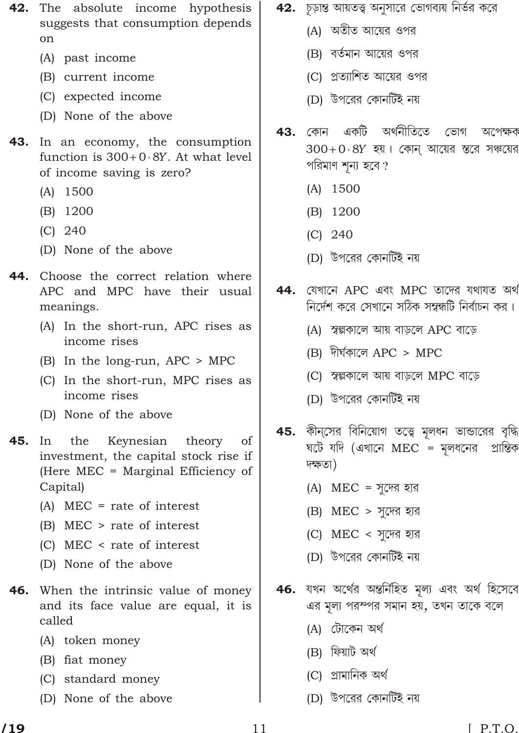**42.** The absolute income hypothesis suggests that consumption depends on

(A) past income

(B) current income

(C) expected income

(D) None of the above

**43.** In an economy, the consumption function is $300 + 0 \cdot 8Y$. At what level of income saving is zero?

(A) 1500

(B) 1200

(C) 240

(D) None of the above

**44.** Choose the correct relation where APC and MPC have their usual meanings.

(A) In the short-run, APC rises as income rises

(B) In the long-run, APC > MPC

(C) In the short-run, MPC rises as income rises

(D) None of the above

**45.** In the Keynesian theory of investment, the capital stock rise if (Here MEC = Marginal Efficiency of Capital)

(A) MEC = rate of interest

(B) MEC > rate of interest

(C) MEC < rate of interest

(D) None of the above

**46.** When the intrinsic value of money and its face value are equal, it is called

(A) token money

(B) fiat money

(C) standard money

(D) None of the above

**42.** চূড়ান্ত আয়তত্ত্ব অনুসারে ভোগব্যয় নির্ভর করে

(A) অতীত আয়ের ওপর

(B) বর্তমান আয়ের ওপর

(C) প্রত্যাশিত আয়ের ওপর

(D) উপরের কোনটিই নয়

**43.** কোন একটি অর্থনীতিতে ভোগ অপেক্ষক $300 + 0 \cdot 8Y$ হয়। কোন্ আয়ের স্তরে সঞ্চয়ের পরিমাণ শূন্য হবে?

(A) 1500

(B) 1200

(C) 240

(D) উপরের কোনটিই নয়

**44.** যেখানে APC এবং MPC তাদের যথাযত অর্থ নির্দেশ করে সেখানে সঠিক সম্বন্ধটি নির্বাচন কর।

(A) স্বল্পকালে আয় বাড়লে APC বাড়ে

(B) দীর্ঘকালে APC > MPC

(C) স্বল্পকালে আয় বাড়লে MPC বাড়ে

(D) উপরের কোনটিই নয়

**45.** কীন্সের বিনিয়োগ তত্ত্বে মূলধন ভান্ডারের বৃদ্ধি ঘটে যদি (এখানে MEC = মূলধনের প্রান্তিক দক্ষতা)

(A) MEC = সুদের হার

(B) MEC > সুদের হার

(C) MEC < সুদের হার

(D) উপরের কোনটিই নয়

**46.** যখন অর্থের অন্তর্নিহিত মূল্য এবং অর্থ হিসেবে এর মূল্য পরস্পর সমান হয়, তখন তাকে বলে

(A) টোকেন অর্থ

(B) ফিয়াট অর্থ

(C) প্রামানিক অর্থ

(D) উপরের কোনটিই নয়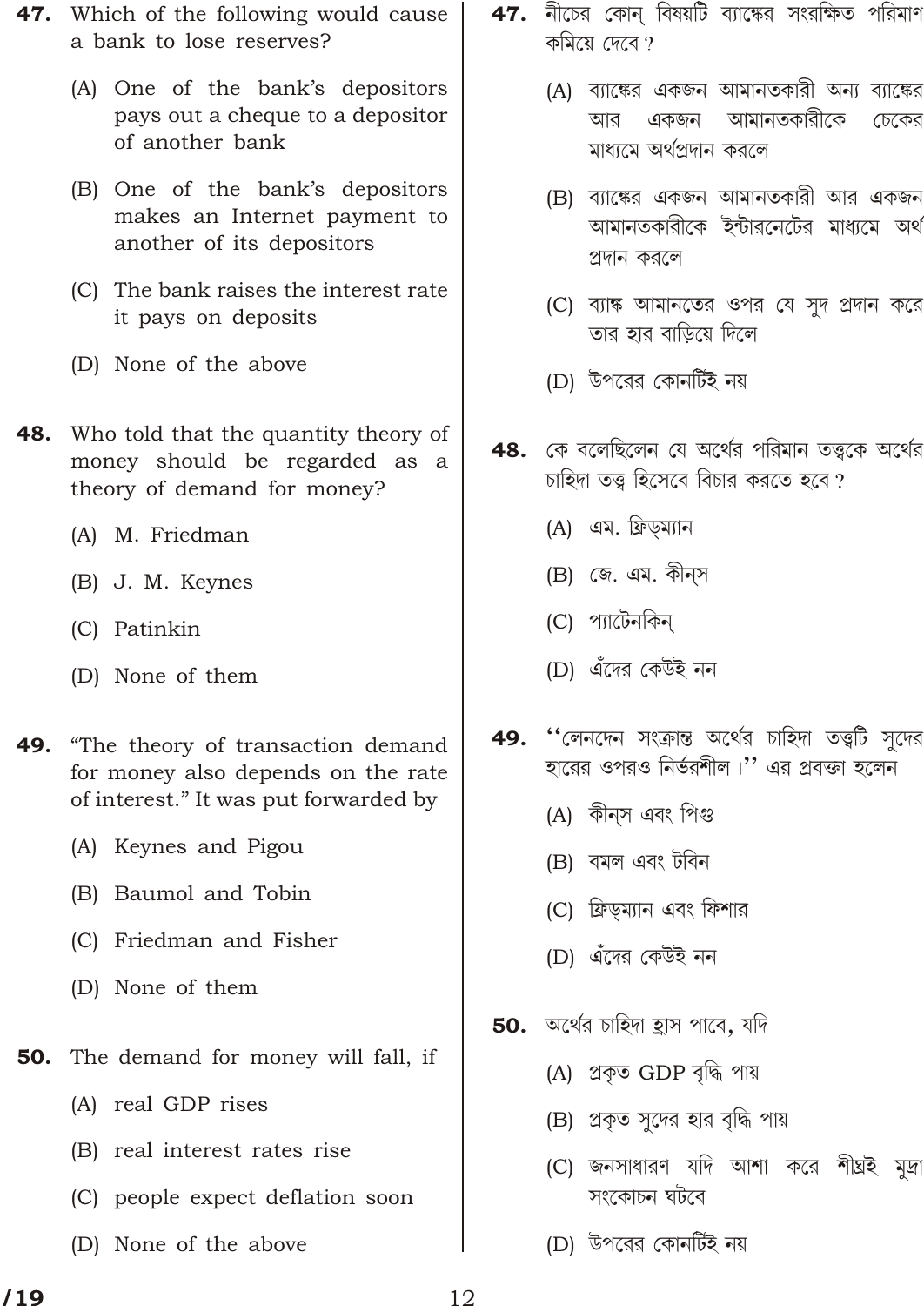**47.** Which of the following would cause a bank to lose reserves?

(A) One of the bank's depositors pays out a cheque to a depositor of another bank

(B) One of the bank's depositors makes an Internet payment to another of its depositors

(C) The bank raises the interest rate it pays on deposits

(D) None of the above

**48.** Who told that the quantity theory of money should be regarded as a theory of demand for money?

(A) M. Friedman

(B) J. M. Keynes

(C) Patinkin

(D) None of them

**49.** "The theory of transaction demand for money also depends on the rate of interest." It was put forward by

(A) Keynes and Pigou

(B) Baumol and Tobin

(C) Friedman and Fisher

(D) None of them

**50.** The demand for money will fall, if

(A) real GDP rises

(B) real interest rates rise

(C) people expect deflation soon

(D) None of the above

**47.** নীচের কোন্ বিষয়টি ব্যাঙ্কের সংরক্ষিত পরিমাণ কমিয়ে দেবে ?

(A) ব্যাঙ্কের একজন আমানতকারী অন্য ব্যাঙ্কের আর একজন আমানতকারীকে চেকের মাধ্যমে অর্থপ্রদান করলে

(B) ব্যাঙ্কের একজন আমানতকারী আর একজন আমানতকারীকে ইন্টারনেটের মাধ্যমে অর্থ প্রদান করলে

(C) ব্যাঙ্ক আমানতের ওপর যে সুদ প্রদান করে তার হার বাড়িয়ে দিলে

(D) উপরের কোনটিই নয়

**48.** কে বলেছিলেন যে অর্থের পরিমান তত্ত্বকে অর্থের চাহিদা তত্ত্ব হিসেবে বিচার করতে হবে ?

(A) এম. ফ্রিড্ম্যান

(B) জে. এম. কীন্‌স

(C) প্যাটেনকিন্

(D) এঁদের কেউই নন

**49.** ''লেনদেন সংক্রান্ত অর্থের চাহিদা তত্ত্বটি সুদের হারের ওপরও নির্ভরশীল।'' এর প্রবক্তা হলেন

(A) কীন্‌স এবং পিগু

(B) বমল এবং টবিন

(C) ফ্রিড্ম্যান এবং ফিশার

(D) এঁদের কেউই নন

**50.** অর্থের চাহিদা হ্রাস পাবে, যদি

(A) প্রকৃত GDP বৃদ্ধি পায়

(B) প্রকৃত সুদের হার বৃদ্ধি পায়

(C) জনসাধারণ যদি আশা করে শীঘ্রই মুদ্রা সংকোচন ঘটবে

(D) উপরের কোনটিই নয়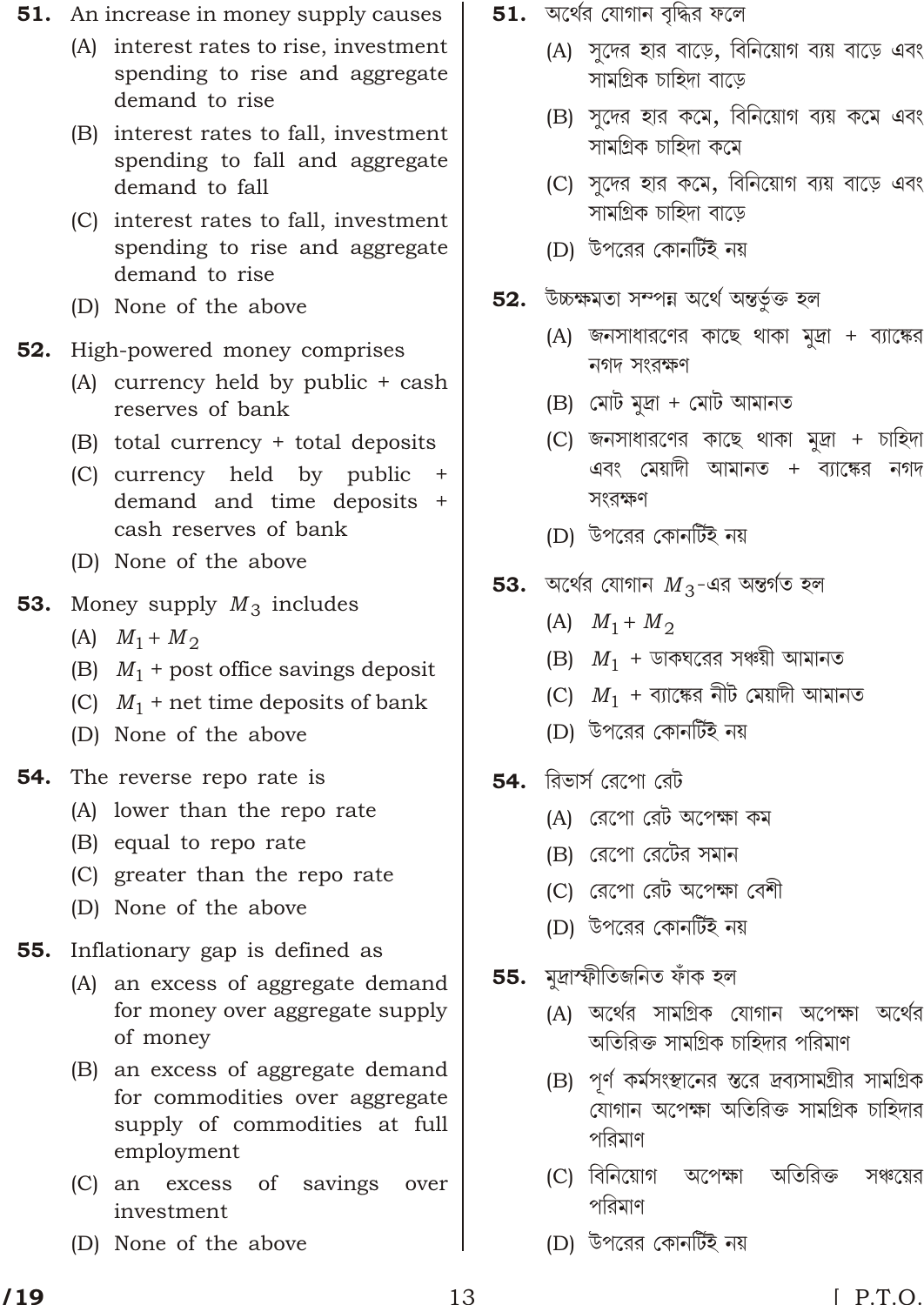**51.** An increase in money supply causes

(A) interest rates to rise, investment spending to rise and aggregate demand to rise

(B) interest rates to fall, investment spending to fall and aggregate demand to fall

(C) interest rates to fall, investment spending to rise and aggregate demand to rise

(D) None of the above

**52.** High-powered money comprises

(A) currency held by public + cash reserves of bank

(B) total currency + total deposits

(C) currency held by public + demand and time deposits + cash reserves of bank

(D) None of the above

**53.** Money supply $M_3$ includes

(A) $M_1 + M_2$

(B) $M_1$ + post office savings deposit

(C) $M_1$ + net time deposits of bank

(D) None of the above

**54.** The reverse repo rate is

(A) lower than the repo rate

(B) equal to repo rate

(C) greater than the repo rate

(D) None of the above

**55.** Inflationary gap is defined as

(A) an excess of aggregate demand for money over aggregate supply of money

(B) an excess of aggregate demand for commodities over aggregate supply of commodities at full employment

(C) an excess of savings over investment

(D) None of the above

**51.** অর্থের যোগান বৃদ্ধির ফলে

(A) সুদের হার বাড়ে, বিনিয়োগ ব্যয় বাড়ে এবং সামগ্রিক চাহিদা বাড়ে

(B) সুদের হার কমে, বিনিয়োগ ব্যয় কমে এবং সামগ্রিক চাহিদা কমে

(C) সুদের হার কমে, বিনিয়োগ ব্যয় বাড়ে এবং সামগ্রিক চাহিদা বাড়ে

(D) উপরের কোনটিই নয়

**52.** উচ্চক্ষমতা সম্পন্ন অর্থে অন্তর্ভুক্ত হল

(A) জনসাধারণের কাছে থাকা মুদ্রা + ব্যাঙ্কের নগদ সংরক্ষণ

(B) মোট মুদ্রা + মোট আমানত

(C) জনসাধারণের কাছে থাকা মুদ্রা + চাহিদা এবং মেয়াদী আমানত + ব্যাঙ্কের নগদ সংরক্ষণ

(D) উপরের কোনটিই নয়

**53.** অর্থের যোগান $M_3$-এর অন্তর্গত হল

(A) $M_1 + M_2$

(B) $M_1$ + ডাকঘরের সঞ্চয়ী আমানত

(C) $M_1$ + ব্যাঙ্কের নীট মেয়াদী আমানত

(D) উপরের কোনটিই নয়

**54.** রিভার্স রেপো রেট

(A) রেপো রেট অপেক্ষা কম

(B) রেপো রেটের সমান

(C) রেপো রেট অপেক্ষা বেশী

(D) উপরের কোনটিই নয়

**55.** মুদ্রাস্ফীতিজনিত ফাঁক হল

(A) অর্থের সামগ্রিক যোগান অপেক্ষা অর্থের অতিরিক্ত সামগ্রিক চাহিদার পরিমাণ

(B) পূর্ণ কর্মসংস্থানের স্তরে দ্রব্যসামগ্রীর সামগ্রিক যোগান অপেক্ষা অতিরিক্ত সামগ্রিক চাহিদার পরিমাণ

(C) বিনিয়োগ অপেক্ষা অতিরিক্ত সঞ্চয়ের পরিমাণ

(D) উপরের কোনটিই নয়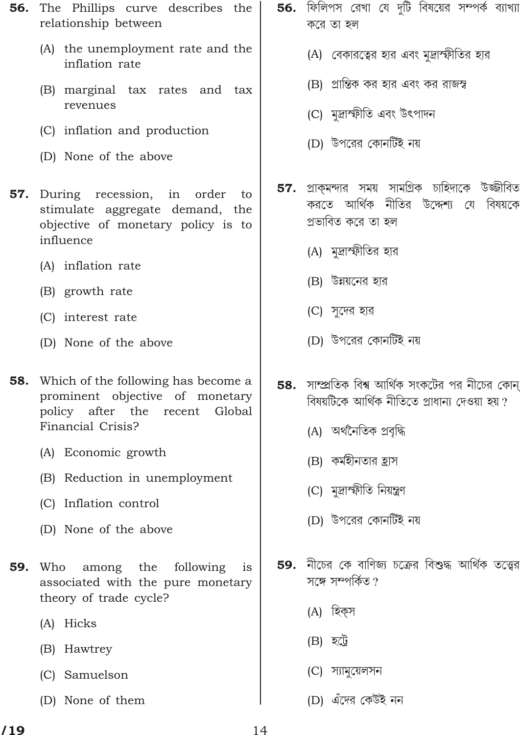**56.** The Phillips curve describes the relationship between

(A) the unemployment rate and the inflation rate

(B) marginal tax rates and tax revenues

(C) inflation and production

(D) None of the above

**57.** During recession, in order to stimulate aggregate demand, the objective of monetary policy is to influence

(A) inflation rate

(B) growth rate

(C) interest rate

(D) None of the above

**58.** Which of the following has become a prominent objective of monetary policy after the recent Global Financial Crisis?

(A) Economic growth

(B) Reduction in unemployment

(C) Inflation control

(D) None of the above

**59.** Who among the following is associated with the pure monetary theory of trade cycle?

(A) Hicks

(B) Hawtrey

(C) Samuelson

(D) None of them

**56.** ফিলিপস রেখা যে দুটি বিষয়ের সম্পর্ক ব্যাখ্যা করে তা হল

(A) বেকারত্বের হার এবং মুদ্রাস্ফীতির হার

(B) প্রান্তিক কর হার এবং কর রাজস্ব

(C) মুদ্রাস্ফীতি এবং উৎপাদন

(D) উপরের কোনটিই নয়

**57.** প্রাক্‌মন্দার সময় সামগ্রিক চাহিদাকে উজ্জীবিত করতে আর্থিক নীতির উদ্দেশ্য যে বিষয়কে প্রভাবিত করে তা হল

(A) মুদ্রাস্ফীতির হার

(B) উন্নয়নের হার

(C) সুদের হার

(D) উপরের কোনটিই নয়

**58.** সাম্প্রতিক বিশ্ব আর্থিক সংকটের পর নীচের কোন্ বিষয়টিকে আর্থিক নীতিতে প্রাধান্য দেওয়া হয়?

(A) অর্থনৈতিক প্রবৃদ্ধি

(B) কর্মহীনতার হ্রাস

(C) মুদ্রাস্ফীতি নিয়ন্ত্রণ

(D) উপরের কোনটিই নয়

**59.** নীচের কে বাণিজ্য চক্রের বিশুদ্ধ আর্থিক তত্ত্বের সঙ্গে সম্পর্কিত?

(A) হিক্‌স

(B) হট্রে

(C) স্যামুয়েলসন

(D) এঁদের কেউই নন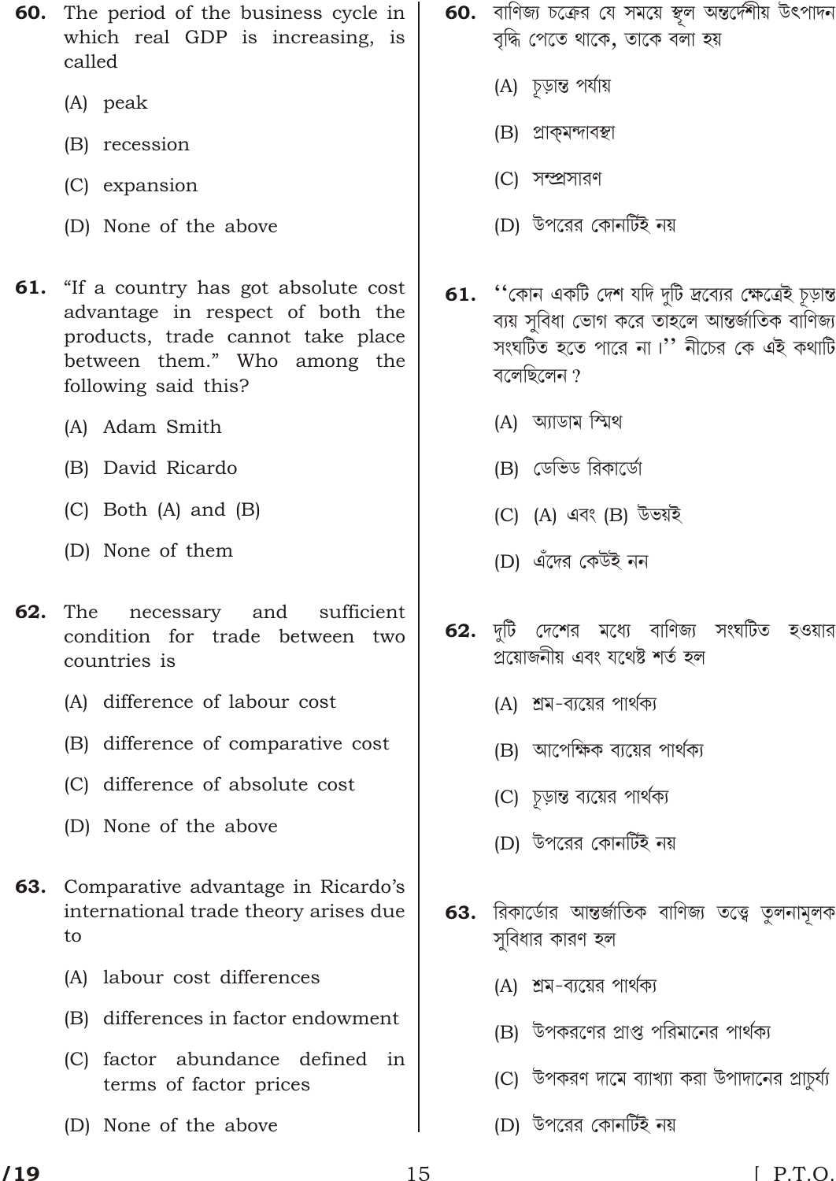**60.** The period of the business cycle in which real GDP is increasing, is called

(A) peak

(B) recession

(C) expansion

(D) None of the above

**60.** বাণিজ্য চক্রের যে সময়ে স্থূল অন্তর্দেশীয় উৎপাদন বৃদ্ধি পেতে থাকে, তাকে বলা হয়

(A) চূড়ান্ত পর্যায়

(B) প্রাক্‌মন্দাবস্থা

(C) সম্প্রসারণ

(D) উপরের কোনটিই নয়

**61.** "If a country has got absolute cost advantage in respect of both the products, trade cannot take place between them." Who among the following said this?

(A) Adam Smith

(B) David Ricardo

(C) Both (A) and (B)

(D) None of them

**61.** ''কোন একটি দেশ যদি দুটি দ্রব্যের ক্ষেত্রেই চূড়ান্ত ব্যয় সুবিধা ভোগ করে তাহলে আন্তর্জাতিক বাণিজ্য সংঘটিত হতে পারে না।'' নীচের কে এই কথাটি বলেছিলেন ?

(A) অ্যাডাম স্মিথ

(B) ডেভিড রিকার্ডো

(C) (A) এবং (B) উভয়ই

(D) এঁদের কেউই নন

**62.** The necessary and sufficient condition for trade between two countries is

(A) difference of labour cost

(B) difference of comparative cost

(C) difference of absolute cost

(D) None of the above

**62.** দুটি দেশের মধ্যে বাণিজ্য সংঘটিত হওয়ার প্রয়োজনীয় এবং যথেষ্ট শর্ত হল

(A) শ্রম-ব্যয়ের পার্থক্য

(B) আপেক্ষিক ব্যয়ের পার্থক্য

(C) চূড়ান্ত ব্যয়ের পার্থক্য

(D) উপরের কোনটিই নয়

**63.** Comparative advantage in Ricardo's international trade theory arises due to

(A) labour cost differences

(B) differences in factor endowment

(C) factor abundance defined in terms of factor prices

(D) None of the above

**63.** রিকার্ডোর আন্তর্জাতিক বাণিজ্য তত্ত্বে তুলনামূলক সুবিধার কারণ হল

(A) শ্রম-ব্যয়ের পার্থক্য

(B) উপকরণের প্রাপ্ত পরিমানের পার্থক্য

(C) উপকরণ দামে ব্যাখ্যা করা উপাদানের প্রাচুর্য্য

(D) উপরের কোনটিই নয়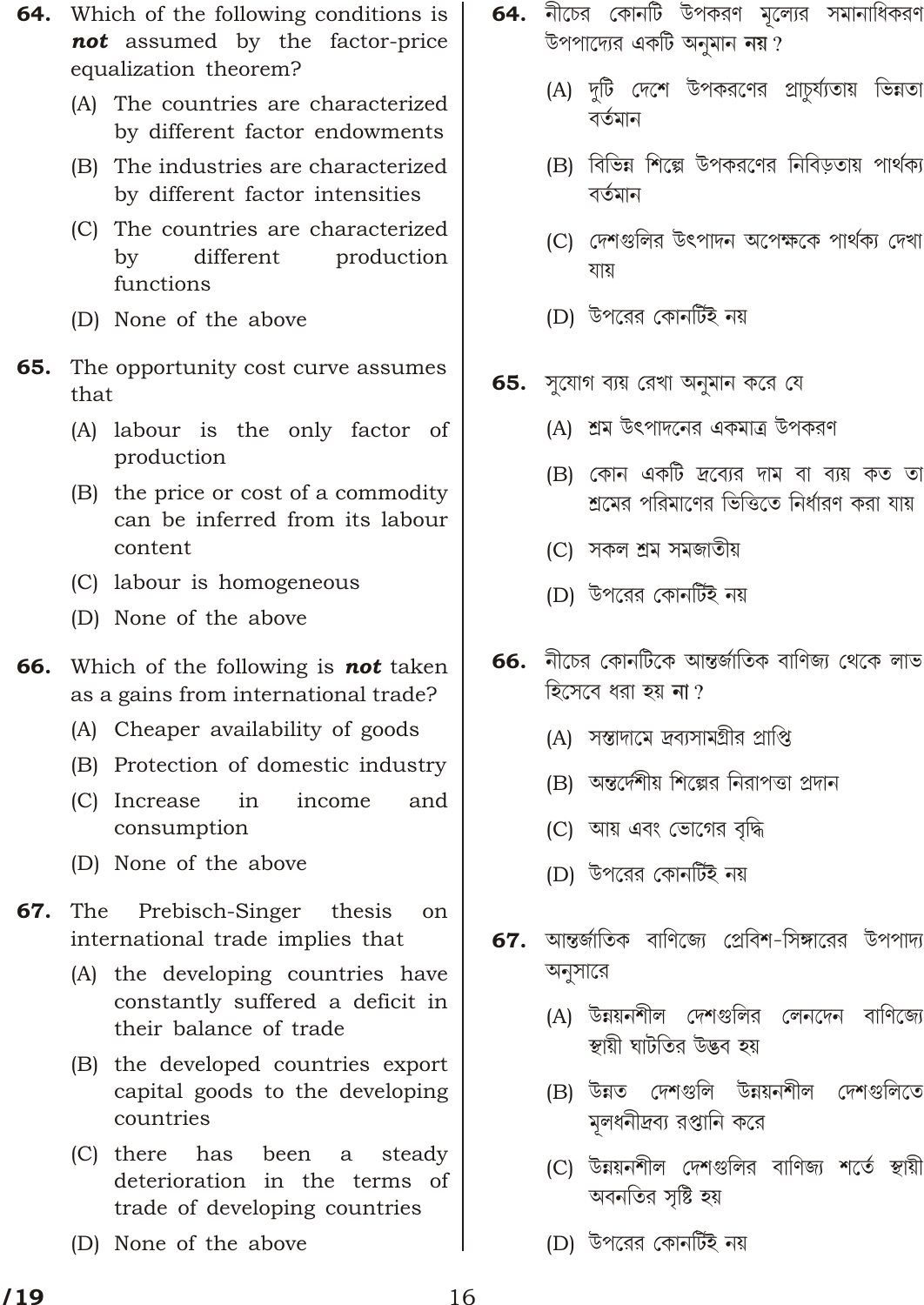**64.** Which of the following conditions is ***not*** assumed by the factor-price equalization theorem?

(A) The countries are characterized by different factor endowments

(B) The industries are characterized by different factor intensities

(C) The countries are characterized by different production functions

(D) None of the above

**65.** The opportunity cost curve assumes that

(A) labour is the only factor of production

(B) the price or cost of a commodity can be inferred from its labour content

(C) labour is homogeneous

(D) None of the above

**66.** Which of the following is ***not*** taken as a gains from international trade?

(A) Cheaper availability of goods

(B) Protection of domestic industry

(C) Increase in income and consumption

(D) None of the above

**67.** The Prebisch-Singer thesis on international trade implies that

(A) the developing countries have constantly suffered a deficit in their balance of trade

(B) the developed countries export capital goods to the developing countries

(C) there has been a steady deterioration in the terms of trade of developing countries

(D) None of the above

**64.** নীচের কোনটি উপকরণ মূল্যের সমানাধিকরণ উপপাদ্যের একটি অনুমান **নয়**?

(A) দুটি দেশে উপকরণের প্রাচুর্য্যতায় ভিন্নতা বর্তমান

(B) বিভিন্ন শিল্পে উপকরণের নিবিড়তায় পার্থক্য বর্তমান

(C) দেশগুলির উৎপাদন অপেক্ষকে পার্থক্য দেখা যায়

(D) উপরের কোনটিই নয়

**65.** সুযোগ ব্যয় রেখা অনুমান করে যে

(A) শ্রম উৎপাদনের একমাত্র উপকরণ

(B) কোন একটি দ্রব্যের দাম বা ব্যয় কত তা শ্রমের পরিমাণের ভিত্তিতে নির্ধারণ করা যায়

(C) সকল শ্রম সমজাতীয়

(D) উপরের কোনটিই নয়

**66.** নীচের কোনটিকে আন্তর্জাতিক বাণিজ্য থেকে লাভ হিসেবে ধরা হয় **না**?

(A) সস্তাদামে দ্রব্যসামগ্রীর প্রাপ্তি

(B) অন্তর্দেশীয় শিল্পের নিরাপত্তা প্রদান

(C) আয় এবং ভোগের বৃদ্ধি

(D) উপরের কোনটিই নয়

**67.** আন্তর্জাতিক বাণিজ্যে প্রেবিশ-সিঙ্গারের উপপাদ্য অনুসারে

(A) উন্নয়নশীল দেশগুলির লেনদেন বাণিজ্যে স্থায়ী ঘাটতির উদ্ভব হয়

(B) উন্নত দেশগুলি উন্নয়নশীল দেশগুলিতে মূলধনীদ্রব্য রপ্তানি করে

(C) উন্নয়নশীল দেশগুলির বাণিজ্য শর্তে স্থায়ী অবনতির সৃষ্টি হয়

(D) উপরের কোনটিই নয়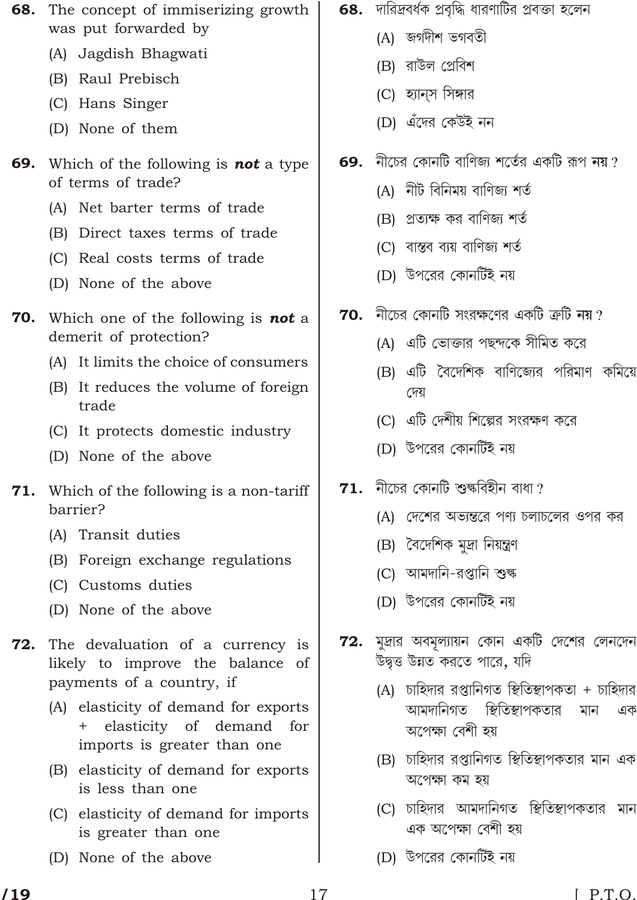**68.** The concept of immiserizing growth was put forward by

(A) Jagdish Bhagwati

(B) Raul Prebisch

(C) Hans Singer

(D) None of them

**69.** Which of the following is ***not*** a type of terms of trade?

(A) Net barter terms of trade

(B) Direct taxes terms of trade

(C) Real costs terms of trade

(D) None of the above

**70.** Which one of the following is ***not*** a demerit of protection?

(A) It limits the choice of consumers

(B) It reduces the volume of foreign trade

(C) It protects domestic industry

(D) None of the above

**71.** Which of the following is a non-tariff barrier?

(A) Transit duties

(B) Foreign exchange regulations

(C) Customs duties

(D) None of the above

**72.** The devaluation of a currency is likely to improve the balance of payments of a country, if

(A) elasticity of demand for exports + elasticity of demand for imports is greater than one

(B) elasticity of demand for exports is less than one

(C) elasticity of demand for imports is greater than one

(D) None of the above

**68.** দারিদ্রবর্ধক প্রবৃদ্ধি ধারণাটির প্রবক্তা হলেন

(A) জগদীশ ভগবতী

(B) রাউল প্রেবিশ

(C) হ্যান্স সিঙ্গার

(D) এঁদের কেউই নন

**69.** নীচের কোনটি বাণিজ্য শর্তের একটি রূপ **নয়** ?

(A) নীট বিনিময় বাণিজ্য শর্ত

(B) প্রত্যক্ষ কর বাণিজ্য শর্ত

(C) বাস্তব ব্যয় বাণিজ্য শর্ত

(D) উপরের কোনটিই নয়

**70.** নীচের কোনটি সংরক্ষণের একটি ত্রুটি **নয়** ?

(A) এটি ভোক্তার পছন্দকে সীমিত করে

(B) এটি বৈদেশিক বাণিজ্যের পরিমাণ কমিয়ে দেয়

(C) এটি দেশীয় শিল্পের সংরক্ষণ করে

(D) উপরের কোনটিই নয়

**71.** নীচের কোনটি শুল্কবিহীন বাধা ?

(A) দেশের অভ্যন্তরে পণ্য চলাচলের ওপর কর

(B) বৈদেশিক মুদ্রা নিয়ন্ত্রণ

(C) আমদানি-রপ্তানি শুল্ক

(D) উপরের কোনটিই নয়

**72.** মুদ্রার অবমূল্যায়ন কোন একটি দেশের লেনদেন উদ্বৃত্ত উন্নত করতে পারে, যদি

(A) চাহিদার রপ্তানিগত স্থিতিস্থাপকতা + চাহিদার আমদানিগত স্থিতিস্থাপকতার মান এক অপেক্ষা বেশী হয়

(B) চাহিদার রপ্তানিগত স্থিতিস্থাপকতার মান এক অপেক্ষা কম হয়

(C) চাহিদার আমদানিগত স্থিতিস্থাপকতার মান এক অপেক্ষা বেশী হয়

(D) উপরের কোনটিই নয়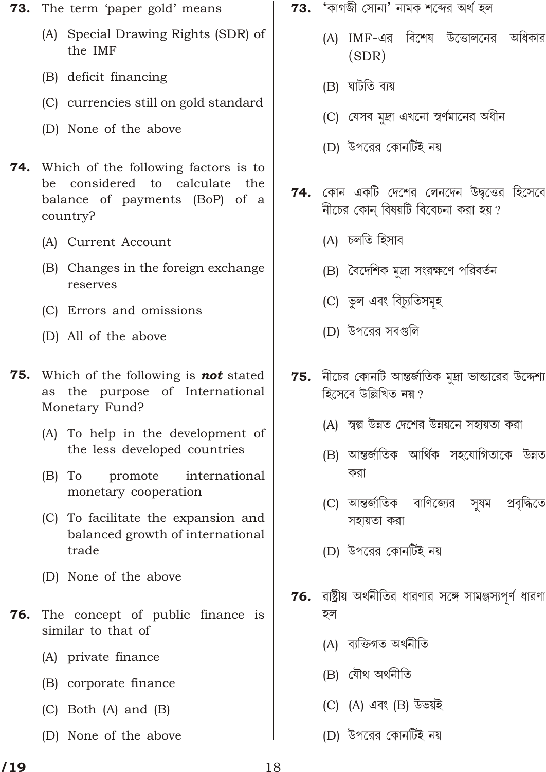**73.** The term 'paper gold' means

(A) Special Drawing Rights (SDR) of the IMF

(B) deficit financing

(C) currencies still on gold standard

(D) None of the above

**74.** Which of the following factors is to be considered to calculate the balance of payments (BoP) of a country?

(A) Current Account

(B) Changes in the foreign exchange reserves

(C) Errors and omissions

(D) All of the above

**75.** Which of the following is ***not*** stated as the purpose of International Monetary Fund?

(A) To help in the development of the less developed countries

(B) To promote international monetary cooperation

(C) To facilitate the expansion and balanced growth of international trade

(D) None of the above

**76.** The concept of public finance is similar to that of

(A) private finance

(B) corporate finance

(C) Both (A) and (B)

(D) None of the above

**73.** 'কাগজী সোনা' নামক শব্দের অর্থ হল

(A) IMF-এর বিশেষ উত্তোলনের অধিকার (SDR)

(B) ঘাটতি ব্যয়

(C) যেসব মুদ্রা এখনো স্বর্ণমানের অধীন

(D) উপরের কোনটিই নয়

**74.** কোন একটি দেশের লেনদেন উদ্বৃত্তের হিসেবে নীচের কোন্ বিষয়টি বিবেচনা করা হয়?

(A) চলতি হিসাব

(B) বৈদেশিক মুদ্রা সংরক্ষণে পরিবর্তন

(C) ভুল এবং বিচ্যুতিসমূহ

(D) উপরের সবগুলি

**75.** নীচের কোনটি আন্তর্জাতিক মুদ্রা ভান্ডারের উদ্দেশ্য হিসেবে উল্লিখিত **নয়**?

(A) স্বল্প উন্নত দেশের উন্নয়নে সহায়তা করা

(B) আন্তর্জাতিক আর্থিক সহযোগিতাকে উন্নত করা

(C) আন্তর্জাতিক বাণিজ্যের সুষম প্রবৃদ্ধিতে সহায়তা করা

(D) উপরের কোনটিই নয়

**76.** রাষ্ট্রীয় অর্থনীতির ধারণার সঙ্গে সামঞ্জস্যপূর্ণ ধারণা হল

(A) ব্যক্তিগত অর্থনীতি

(B) যৌথ অর্থনীতি

(C) (A) এবং (B) উভয়ই

(D) উপরের কোনটিই নয়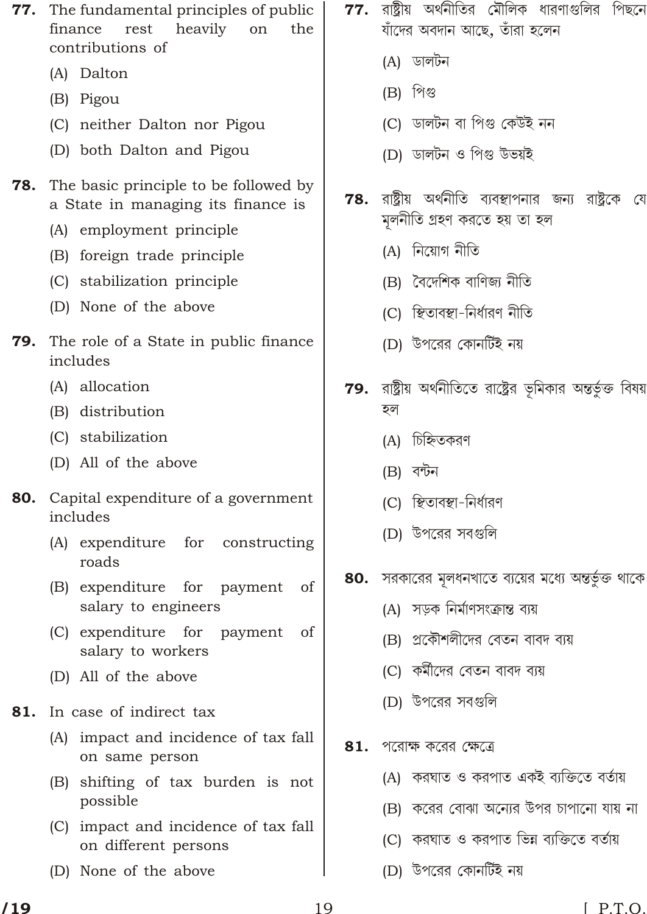**77.** The fundamental principles of public finance rest heavily on the contributions of

(A) Dalton

(B) Pigou

(C) neither Dalton nor Pigou

(D) both Dalton and Pigou

**77.** রাষ্ট্রীয় অর্থনীতির মৌলিক ধারণাগুলির পিছনে যাঁদের অবদান আছে, তাঁরা হলেন

(A) ডালটন

(B) পিগু

(C) ডালটন বা পিগু কেউই নন

(D) ডালটন ও পিগু উভয়ই

**78.** The basic principle to be followed by a State in managing its finance is

(A) employment principle

(B) foreign trade principle

(C) stabilization principle

(D) None of the above

**78.** রাষ্ট্রীয় অর্থনীতি ব্যবস্থাপনার জন্য রাষ্ট্রকে যে মূলনীতি গ্রহণ করতে হয় তা হল

(A) নিয়োগ নীতি

(B) বৈদেশিক বাণিজ্য নীতি

(C) স্থিতাবস্থা-নির্ধারণ নীতি

(D) উপরের কোনর্টিই নয়

**79.** The role of a State in public finance includes

(A) allocation

(B) distribution

(C) stabilization

(D) All of the above

**79.** রাষ্ট্রীয় অর্থনীতিতে রাষ্ট্রের ভূমিকার অন্তর্ভুক্ত বিষয় হল

(A) চিহ্নিতকরণ

(B) বন্টন

(C) স্থিতাবস্থা-নির্ধারণ

(D) উপরের সবগুলি

**80.** Capital expenditure of a government includes

(A) expenditure for constructing roads

(B) expenditure for payment of salary to engineers

(C) expenditure for payment of salary to workers

(D) All of the above

**80.** সরকারের মূলধনখাতে ব্যয়ের মধ্যে অন্তর্ভুক্ত থাকে

(A) সড়ক নির্মাণসংক্রান্ত ব্যয়

(B) প্রকৌশলীদের বেতন বাবদ ব্যয়

(C) কর্মীদের বেতন বাবদ ব্যয়

(D) উপরের সবগুলি

**81.** In case of indirect tax

(A) impact and incidence of tax fall on same person

(B) shifting of tax burden is not possible

(C) impact and incidence of tax fall on different persons

(D) None of the above

**81.** পরোক্ষ করের ক্ষেত্রে

(A) করঘাত ও করপাত একই ব্যক্তিতে বর্তায়

(B) করের বোঝা অন্যের উপর চাপানো যায় না

(C) করঘাত ও করপাত ভিন্ন ব্যক্তিতে বর্তায়

(D) উপরের কোনর্টিই নয়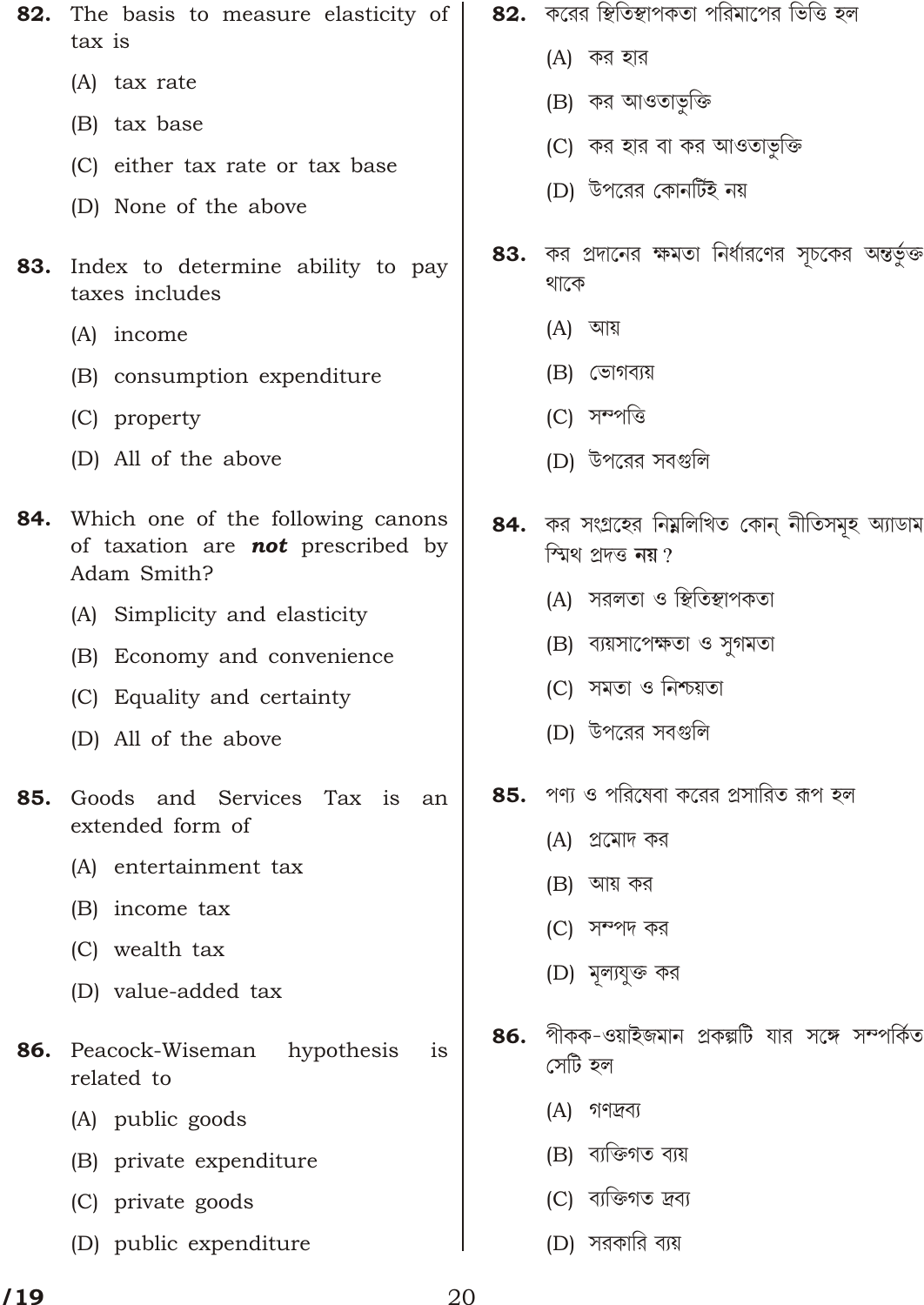**82.** The basis to measure elasticity of tax is

(A) tax rate

(B) tax base

(C) either tax rate or tax base

(D) None of the above

**83.** Index to determine ability to pay taxes includes

(A) income

(B) consumption expenditure

(C) property

(D) All of the above

**84.** Which one of the following canons of taxation are ***not*** prescribed by Adam Smith?

(A) Simplicity and elasticity

(B) Economy and convenience

(C) Equality and certainty

(D) All of the above

**85.** Goods and Services Tax is an extended form of

(A) entertainment tax

(B) income tax

(C) wealth tax

(D) value-added tax

**86.** Peacock-Wiseman hypothesis is related to

(A) public goods

(B) private expenditure

(C) private goods

(D) public expenditure

**82.** করের স্থিতিস্থাপকতা পরিমাপের ভিত্তি হল

(A) কর হার

(B) কর আওতাভুক্তি

(C) কর হার বা কর আওতাভুক্তি

(D) উপরের কোনটিই নয়

**83.** কর প্রদানের ক্ষমতা নির্ধারণের সূচকের অন্তর্ভুক্ত থাকে

(A) আয়

(B) ভোগব্যয়

(C) সম্পত্তি

(D) উপরের সবগুলি

**84.** কর সংগ্রহের নিম্নলিখিত কোন্ নীতিসমূহ অ্যাডাম স্মিথ প্রদত্ত **নয়** ?

(A) সরলতা ও স্থিতিস্থাপকতা

(B) ব্যয়সাপেক্ষতা ও সুগমতা

(C) সমতা ও নিশ্চয়তা

(D) উপরের সবগুলি

**85.** পণ্য ও পরিষেবা করের প্রসারিত রূপ হল

(A) প্রমোদ কর

(B) আয় কর

(C) সম্পদ কর

(D) মূল্যযুক্ত কর

**86.** পীকক-ওয়াইজমান প্রকল্পটি যার সঙ্গে সম্পর্কিত সেটি হল

(A) গণদ্রব্য

(B) ব্যক্তিগত ব্যয়

(C) ব্যক্তিগত দ্রব্য

(D) সরকারি ব্যয়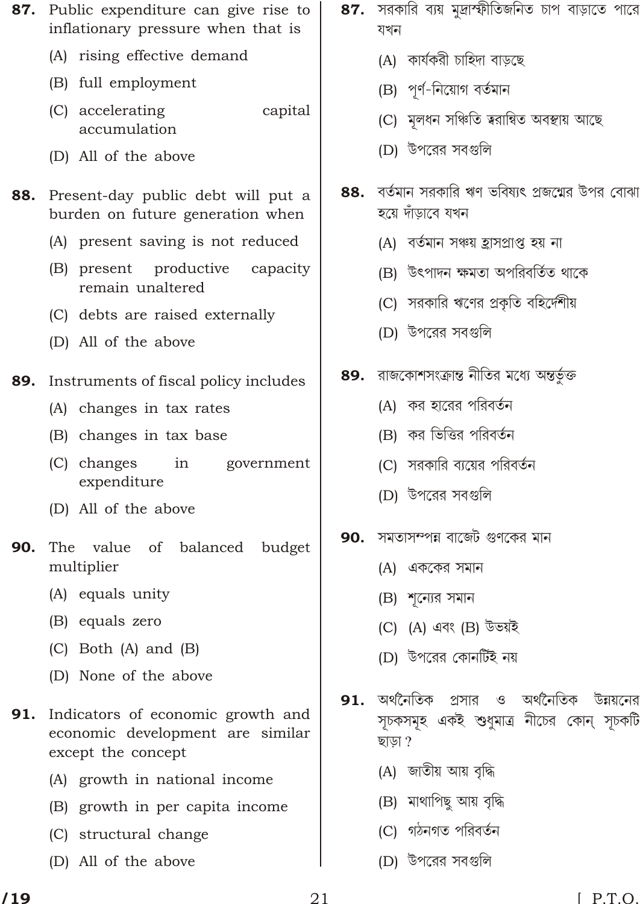**87.** Public expenditure can give rise to inflationary pressure when that is

(A) rising effective demand

(B) full employment

(C) accelerating capital accumulation

(D) All of the above

**88.** Present-day public debt will put a burden on future generation when

(A) present saving is not reduced

(B) present productive capacity remain unaltered

(C) debts are raised externally

(D) All of the above

**89.** Instruments of fiscal policy includes

(A) changes in tax rates

(B) changes in tax base

(C) changes in government expenditure

(D) All of the above

**90.** The value of balanced budget multiplier

(A) equals unity

(B) equals zero

(C) Both (A) and (B)

(D) None of the above

**91.** Indicators of economic growth and economic development are similar except the concept

(A) growth in national income

(B) growth in per capita income

(C) structural change

(D) All of the above

**87.** সরকারি ব্যয় মুদ্রাস্ফীতিজনিত চাপ বাড়াতে পারে যখন

(A) কার্যকরী চাহিদা বাড়ছে

(B) পূর্ণ-নিয়োগ বর্তমান

(C) মূলধন সঞ্চিতি ত্বরান্বিত অবস্থায় আছে

(D) উপরের সবগুলি

**88.** বর্তমান সরকারি ঋণ ভবিষ্যৎ প্রজন্মের উপর বোঝা হয়ে দাঁড়াবে যখন

(A) বর্তমান সঞ্চয় হ্রাসপ্রাপ্ত হয় না

(B) উৎপাদন ক্ষমতা অপরিবর্তিত থাকে

(C) সরকারি ঋণের প্রকৃতি বহির্দেশীয়

(D) উপরের সবগুলি

**89.** রাজকোশসংক্রান্ত নীতির মধ্যে অন্তর্ভুক্ত

(A) কর হারের পরিবর্তন

(B) কর ভিত্তির পরিবর্তন

(C) সরকারি ব্যয়ের পরিবর্তন

(D) উপরের সবগুলি

**90.** সমতাসম্পন্ন বাজেট গুণকের মান

(A) এককের সমান

(B) শূন্যের সমান

(C) (A) এবং (B) উভয়ই

(D) উপরের কোনটিই নয়

**91.** অর্থনৈতিক প্রসার ও অর্থনৈতিক উন্নয়নের সূচকসমূহ একই শুধুমাত্র নীচের কোন্ সূচকটি ছাড়া?

(A) জাতীয় আয় বৃদ্ধি

(B) মাথাপিছু আয় বৃদ্ধি

(C) গঠনগত পরিবর্তন

(D) উপরের সবগুলি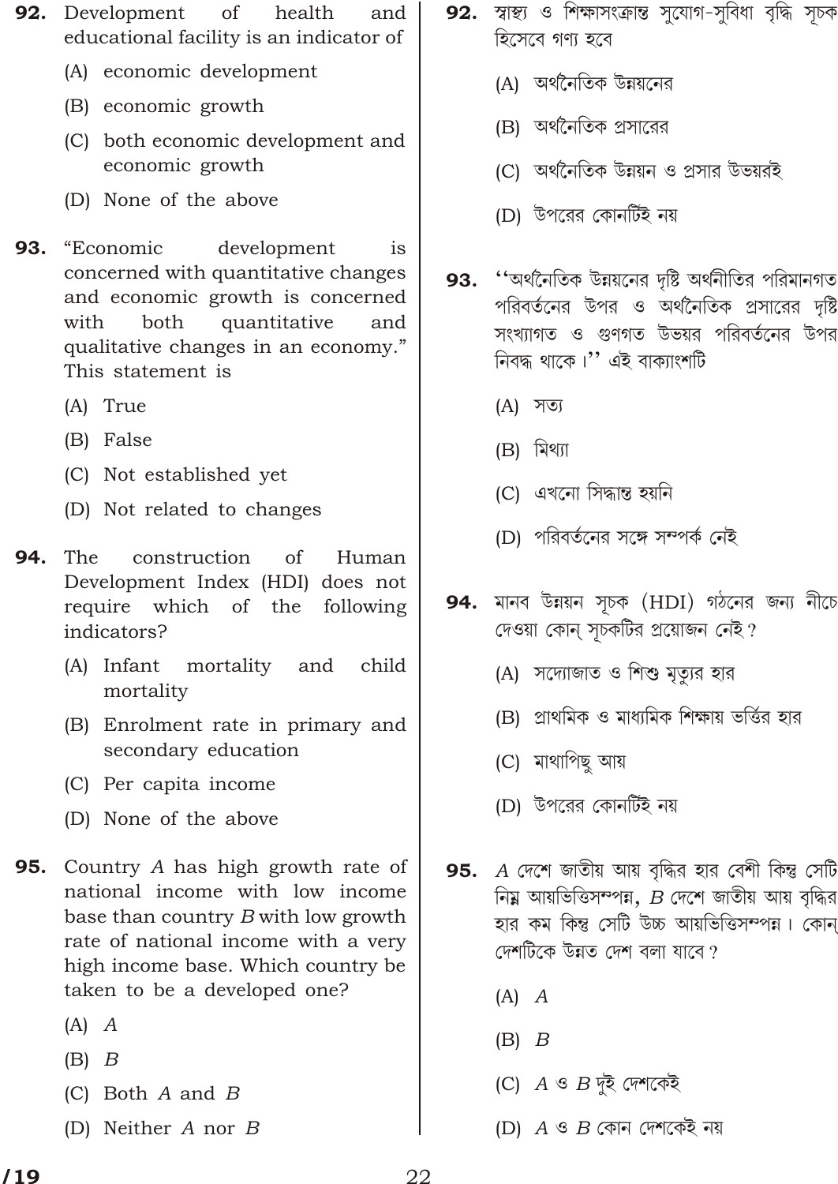**92.** Development of health and educational facility is an indicator of

(A) economic development

(B) economic growth

(C) both economic development and economic growth

(D) None of the above

**93.** "Economic development is concerned with quantitative changes and economic growth is concerned with both quantitative and qualitative changes in an economy." This statement is

(A) True

(B) False

(C) Not established yet

(D) Not related to changes

**94.** The construction of Human Development Index (HDI) does not require which of the following indicators?

(A) Infant mortality and child mortality

(B) Enrolment rate in primary and secondary education

(C) Per capita income

(D) None of the above

**95.** Country *A* has high growth rate of national income with low income base than country *B* with low growth rate of national income with a very high income base. Which country be taken to be a developed one?

(A) *A*

(B) *B*

(C) Both *A* and *B*

(D) Neither *A* nor *B*

**92.** স্বাস্থ্য ও শিক্ষাসংক্রান্ত সুযোগ-সুবিধা বৃদ্ধি সূচক হিসেবে গণ্য হবে

(A) অর্থনৈতিক উন্নয়নের

(B) অর্থনৈতিক প্রসারের

(C) অর্থনৈতিক উন্নয়ন ও প্রসার উভয়রই

(D) উপরের কোনটিই নয়

**93.** ''অর্থনৈতিক উন্নয়নের দৃষ্টি অর্থনীতির পরিমানগত পরিবর্তনের উপর ও অর্থনৈতিক প্রসারের দৃষ্টি সংখ্যাগত ও গুণগত উভয়র পরিবর্তনের উপর নিবদ্ধ থাকে।'' এই বাক্যাংশটি

(A) সত্য

(B) মিথ্যা

(C) এখনো সিদ্ধান্ত হয়নি

(D) পরিবর্তনের সঙ্গে সম্পর্ক নেই

**94.** মানব উন্নয়ন সূচক (HDI) গঠনের জন্য নীচে দেওয়া কোন্ সূচকটির প্রয়োজন নেই?

(A) সদ্যোজাত ও শিশু মৃত্যুর হার

(B) প্রাথমিক ও মাধ্যমিক শিক্ষায় ভর্ত্তির হার

(C) মাথাপিছু আয়

(D) উপরের কোনটিই নয়

**95.** *A* দেশে জাতীয় আয় বৃদ্ধির হার বেশী কিন্তু সেটি নিম্ন আয়ভিত্তিসম্পন্ন, *B* দেশে জাতীয় আয় বৃদ্ধির হার কম কিন্তু সেটি উচ্চ আয়ভিত্তিসম্পন্ন। কোন্ দেশটিকে উন্নত দেশ বলা যাবে?

(A) *A*

(B) *B*

(C) *A* ও *B* দুই দেশকেই

(D) *A* ও *B* কোন দেশকেই নয়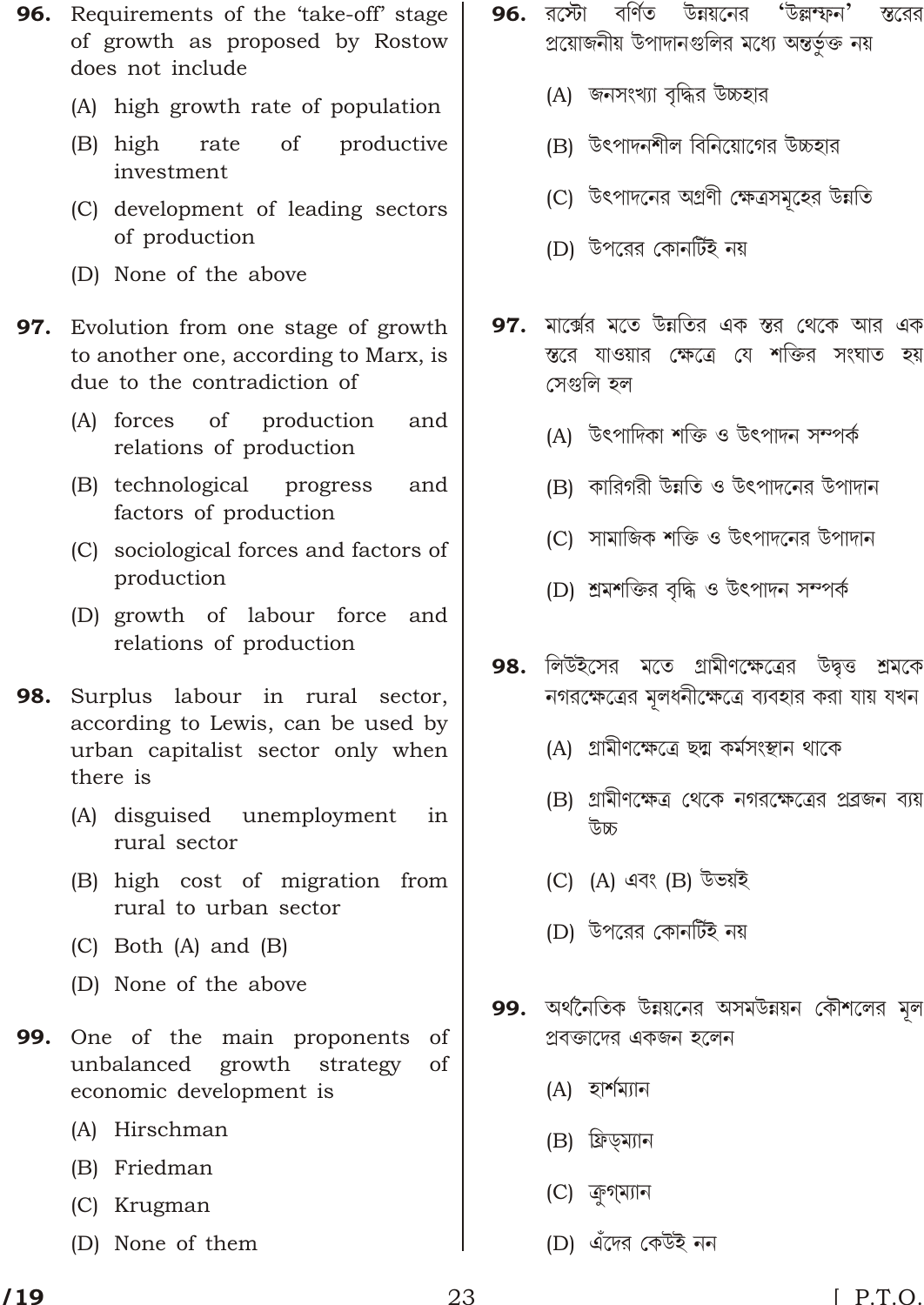**96.** Requirements of the 'take-off' stage of growth as proposed by Rostow does not include

(A) high growth rate of population

(B) high rate of productive investment

(C) development of leading sectors of production

(D) None of the above

**97.** Evolution from one stage of growth to another one, according to Marx, is due to the contradiction of

(A) forces of production and relations of production

(B) technological progress and factors of production

(C) sociological forces and factors of production

(D) growth of labour force and relations of production

**98.** Surplus labour in rural sector, according to Lewis, can be used by urban capitalist sector only when there is

(A) disguised unemployment in rural sector

(B) high cost of migration from rural to urban sector

(C) Both (A) and (B)

(D) None of the above

**99.** One of the main proponents of unbalanced growth strategy of economic development is

(A) Hirschman

(B) Friedman

(C) Krugman

(D) None of them

**96.** রস্টো বর্ণিত উন্নয়নের 'উল্লম্ফন' স্তরের প্রয়োজনীয় উপাদানগুলির মধ্যে অন্তর্ভুক্ত নয়

(A) জনসংখ্যা বৃদ্ধির উচ্চহার

(B) উৎপাদনশীল বিনিয়োগের উচ্চহার

(C) উৎপাদনের অগ্রণী ক্ষেত্রসমূহের উন্নতি

(D) উপরের কোনটিই নয়

**97.** মার্ক্সের মতে উন্নতির এক স্তর থেকে আর এক স্তরে যাওয়ার ক্ষেত্রে যে শক্তির সংঘাত হয় সেগুলি হল

(A) উৎপাদিকা শক্তি ও উৎপাদন সম্পর্ক

(B) কারিগরী উন্নতি ও উৎপাদনের উপাদান

(C) সামাজিক শক্তি ও উৎপাদনের উপাদান

(D) শ্রমশক্তির বৃদ্ধি ও উৎপাদন সম্পর্ক

**98.** লিউইসের মতে গ্রামীণক্ষেত্রের উদ্বৃত্ত শ্রমকে নগরক্ষেত্রের মূলধনীক্ষেত্রে ব্যবহার করা যায় যখন

(A) গ্রামীণক্ষেত্রে ছদ্ম কর্মসংস্থান থাকে

(B) গ্রামীণক্ষেত্র থেকে নগরক্ষেত্রের প্রব্রজন ব্যয় উচ্চ

(C) (A) এবং (B) উভয়ই

(D) উপরের কোনটিই নয়

**99.** অর্থনৈতিক উন্নয়নের অসমউন্নয়ন কৌশলের মূল প্রবক্তাদের একজন হলেন

(A) হার্শম্যান

(B) ফ্রিড্‌ম্যান

(C) ক্রুগ্‌ম্যান

(D) এঁদের কেউই নন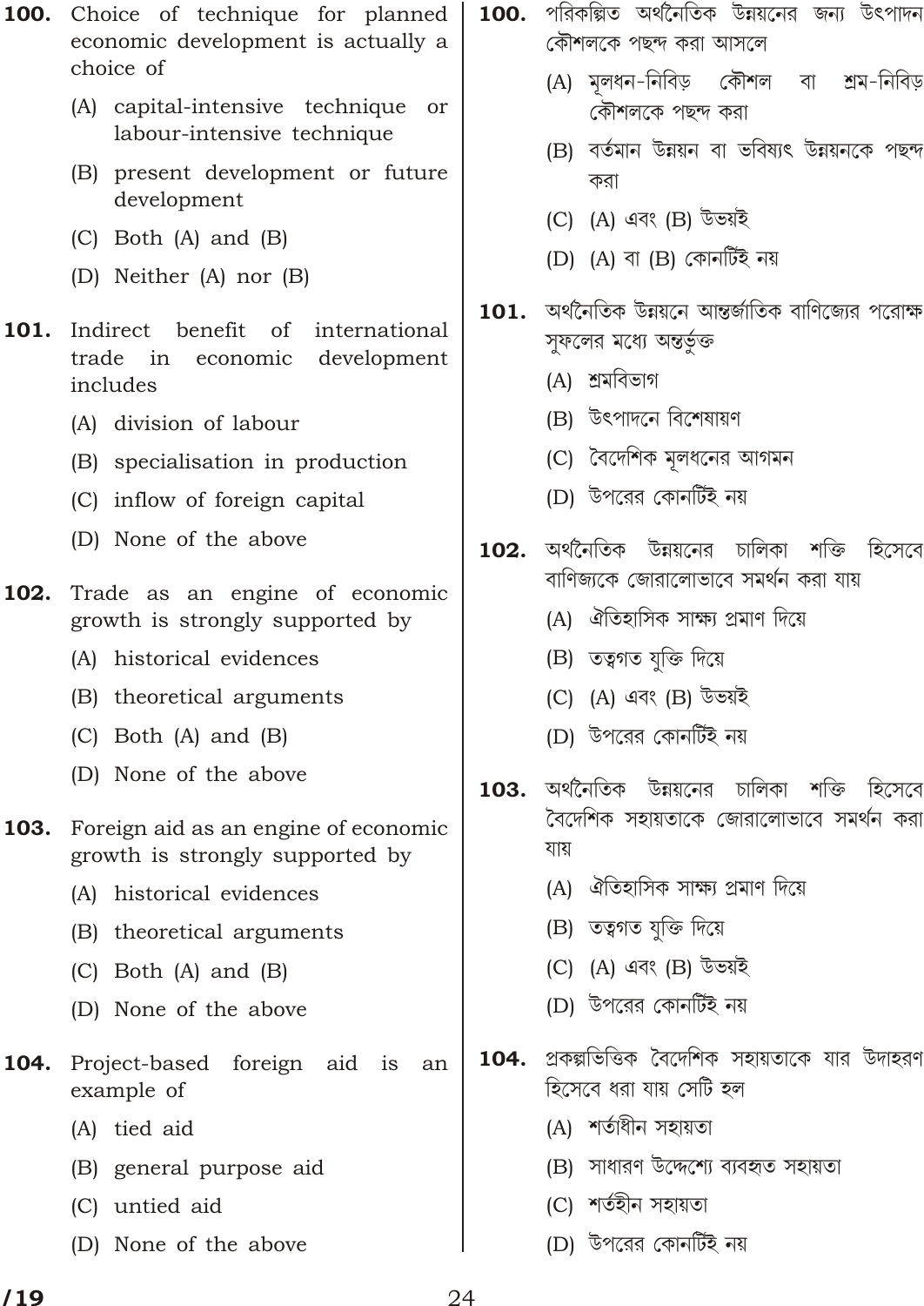**100.** Choice of technique for planned economic development is actually a choice of

(A) capital-intensive technique or labour-intensive technique

(B) present development or future development

(C) Both (A) and (B)

(D) Neither (A) nor (B)

**101.** Indirect benefit of international trade in economic development includes

(A) division of labour

(B) specialisation in production

(C) inflow of foreign capital

(D) None of the above

**102.** Trade as an engine of economic growth is strongly supported by

(A) historical evidences

(B) theoretical arguments

(C) Both (A) and (B)

(D) None of the above

**103.** Foreign aid as an engine of economic growth is strongly supported by

(A) historical evidences

(B) theoretical arguments

(C) Both (A) and (B)

(D) None of the above

**104.** Project-based foreign aid is an example of

(A) tied aid

(B) general purpose aid

(C) untied aid

(D) None of the above

**100.** পরিকল্পিত অর্থনৈতিক উন্নয়নের জন্য উৎপাদন কৌশলকে পছন্দ করা আসলে

(A) মূলধন-নিবিড় কৌশল বা শ্রম-নিবিড় কৌশলকে পছন্দ করা

(B) বর্তমান উন্নয়ন বা ভবিষ্যৎ উন্নয়নকে পছন্দ করা

(C) (A) এবং (B) উভয়ই

(D) (A) বা (B) কোনটিই নয়

**101.** অর্থনৈতিক উন্নয়নে আন্তর্জাতিক বাণিজ্যের পরোক্ষ সুফলের মধ্যে অন্তর্ভুক্ত

(A) শ্রমবিভাগ

(B) উৎপাদনে বিশেষায়ণ

(C) বৈদেশিক মূলধনের আগমন

(D) উপরের কোনটিই নয়

**102.** অর্থনৈতিক উন্নয়নের চালিকা শক্তি হিসেবে বাণিজ্যকে জোরালোভাবে সমর্থন করা যায়

(A) ঐতিহাসিক সাক্ষ্য প্রমাণ দিয়ে

(B) তত্ত্বগত যুক্তি দিয়ে

(C) (A) এবং (B) উভয়ই

(D) উপরের কোনটিই নয়

**103.** অর্থনৈতিক উন্নয়নের চালিকা শক্তি হিসেবে বৈদেশিক সহায়তাকে জোরালোভাবে সমর্থন করা যায়

(A) ঐতিহাসিক সাক্ষ্য প্রমাণ দিয়ে

(B) তত্ত্বগত যুক্তি দিয়ে

(C) (A) এবং (B) উভয়ই

(D) উপরের কোনটিই নয়

**104.** প্রকল্পভিত্তিক বৈদেশিক সহায়তাকে যার উদাহরণ হিসেবে ধরা যায় সেটি হল

(A) শর্তাধীন সহায়তা

(B) সাধারণ উদ্দেশ্যে ব্যবহৃত সহায়তা

(C) শর্তহীন সহায়তা

(D) উপরের কোনটিই নয়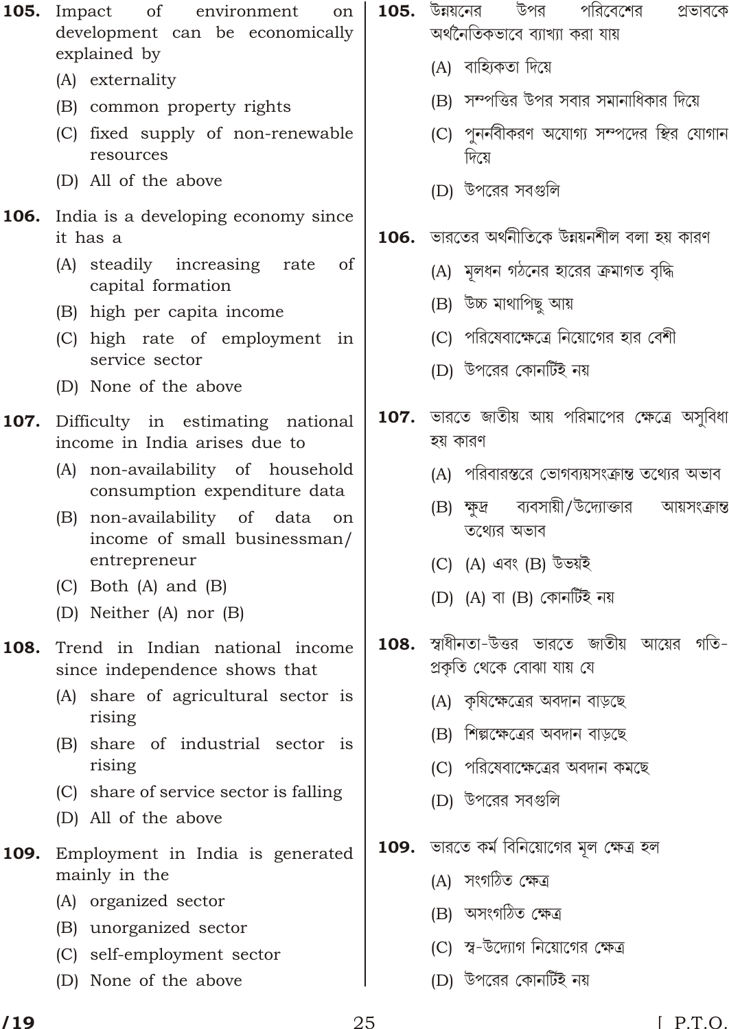**105.** Impact of environment on development can be economically explained by

(A) externality

(B) common property rights

(C) fixed supply of non-renewable resources

(D) All of the above

**105.** উন্নয়নের উপর পরিবেশের প্রভাবকে অর্থনৈতিকভাবে ব্যাখ্যা করা যায়

(A) বাহ্যিকতা দিয়ে

(B) সম্পত্তির উপর সবার সমানাধিকার দিয়ে

(C) পুনর্নবীকরণ অযোগ্য সম্পদের স্থির যোগান দিয়ে

(D) উপরের সবগুলি

**106.** India is a developing economy since it has a

(A) steadily increasing rate of capital formation

(B) high per capita income

(C) high rate of employment in service sector

(D) None of the above

**106.** ভারতের অর্থনীতিকে উন্নয়নশীল বলা হয় কারণ

(A) মূলধন গঠনের হারের ক্রমাগত বৃদ্ধি

(B) উচ্চ মাথাপিছু আয়

(C) পরিষেবাক্ষেত্রে নিয়োগের হার বেশী

(D) উপরের কোনটিই নয়

**107.** Difficulty in estimating national income in India arises due to

(A) non-availability of household consumption expenditure data

(B) non-availability of data on income of small businessman/ entrepreneur

(C) Both (A) and (B)

(D) Neither (A) nor (B)

**107.** ভারতে জাতীয় আয় পরিমাপের ক্ষেত্রে অসুবিধা হয় কারণ

(A) পরিবারস্তরে ভোগব্যয়সংক্রান্ত তথ্যের অভাব

(B) ক্ষুদ্র ব্যবসায়ী/উদ্যোক্তার আয়সংক্রান্ত তথ্যের অভাব

(C) (A) এবং (B) উভয়ই

(D) (A) বা (B) কোনটিই নয়

**108.** Trend in Indian national income since independence shows that

(A) share of agricultural sector is rising

(B) share of industrial sector is rising

(C) share of service sector is falling

(D) All of the above

**108.** স্বাধীনতা-উত্তর ভারতে জাতীয় আয়ের গতি-প্রকৃতি থেকে বোঝা যায় যে

(A) কৃষিক্ষেত্রের অবদান বাড়ছে

(B) শিল্পক্ষেত্রের অবদান বাড়ছে

(C) পরিষেবাক্ষেত্রের অবদান কমছে

(D) উপরের সবগুলি

**109.** Employment in India is generated mainly in the

(A) organized sector

(B) unorganized sector

(C) self-employment sector

(D) None of the above

**109.** ভারতে কর্ম বিনিয়োগের মূল ক্ষেত্র হল

(A) সংগঠিত ক্ষেত্র

(B) অসংগঠিত ক্ষেত্র

(C) স্ব-উদ্যোগ নিয়োগের ক্ষেত্র

(D) উপরের কোনটিই নয়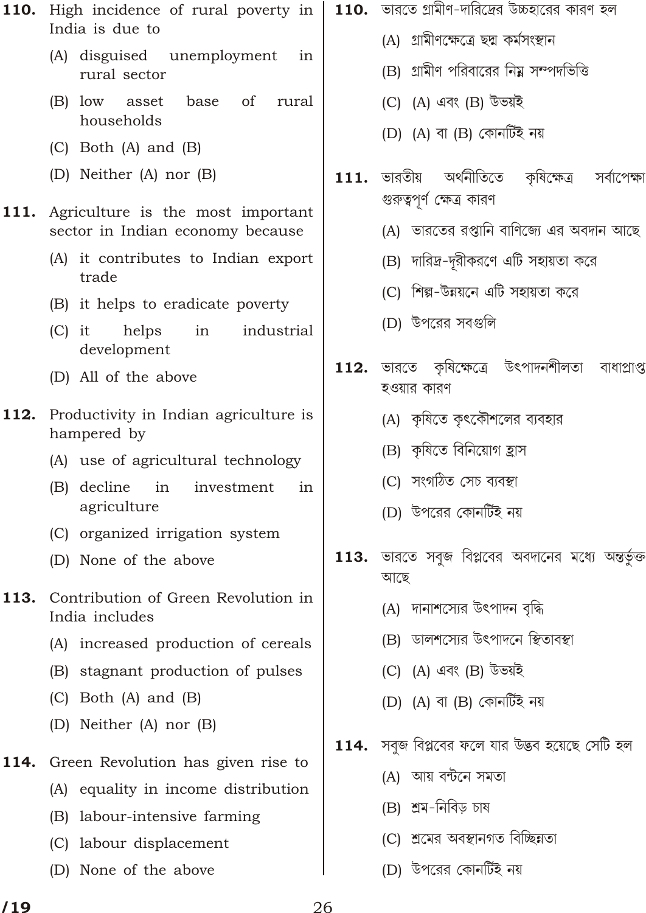**110.** High incidence of rural poverty in India is due to

(A) disguised unemployment in rural sector

(B) low asset base of rural households

(C) Both (A) and (B)

(D) Neither (A) nor (B)

**111.** Agriculture is the most important sector in Indian economy because

(A) it contributes to Indian export trade

(B) it helps to eradicate poverty

(C) it helps in industrial development

(D) All of the above

**112.** Productivity in Indian agriculture is hampered by

(A) use of agricultural technology

(B) decline in investment in agriculture

(C) organized irrigation system

(D) None of the above

**113.** Contribution of Green Revolution in India includes

(A) increased production of cereals

(B) stagnant production of pulses

(C) Both (A) and (B)

(D) Neither (A) nor (B)

**114.** Green Revolution has given rise to

(A) equality in income distribution

(B) labour-intensive farming

(C) labour displacement

(D) None of the above

**110.** ভারতে গ্রামীণ-দারিদ্রের উচ্চহারের কারণ হল

(A) গ্রামীণক্ষেত্রে ছদ্ম কর্মসংস্থান

(B) গ্রামীণ পরিবারের নিম্ন সম্পদভিত্তি

(C) (A) এবং (B) উভয়ই

(D) (A) বা (B) কোনটিই নয়

**111.** ভারতীয় অর্থনীতিতে কৃষিক্ষেত্র সর্বাপেক্ষা গুরুত্বপূর্ণ ক্ষেত্র কারণ

(A) ভারতের রপ্তানি বাণিজ্যে এর অবদান আছে

(B) দারিদ্র-দূরীকরণে এটি সহায়তা করে

(C) শিল্প-উন্নয়নে এটি সহায়তা করে

(D) উপরের সবগুলি

**112.** ভারতে কৃষিক্ষেত্রে উৎপাদনশীলতা বাধাপ্রাপ্ত হওয়ার কারণ

(A) কৃষিতে কৃৎকৌশলের ব্যবহার

(B) কৃষিতে বিনিয়োগ হ্রাস

(C) সংগঠিত সেচ ব্যবস্থা

(D) উপরের কোনটিই নয়

**113.** ভারতে সবুজ বিপ্লবের অবদানের মধ্যে অন্তর্ভুক্ত আছে

(A) দানাশস্যের উৎপাদন বৃদ্ধি

(B) ডালশস্যের উৎপাদনে স্থিতাবস্থা

(C) (A) এবং (B) উভয়ই

(D) (A) বা (B) কোনটিই নয়

**114.** সবুজ বিপ্লবের ফলে যার উদ্ভব হয়েছে সেটি হল

(A) আয় বন্টনে সমতা

(B) শ্রম-নিবিড় চাষ

(C) শ্রমের অবস্থানগত বিচ্ছিন্নতা

(D) উপরের কোনটিই নয়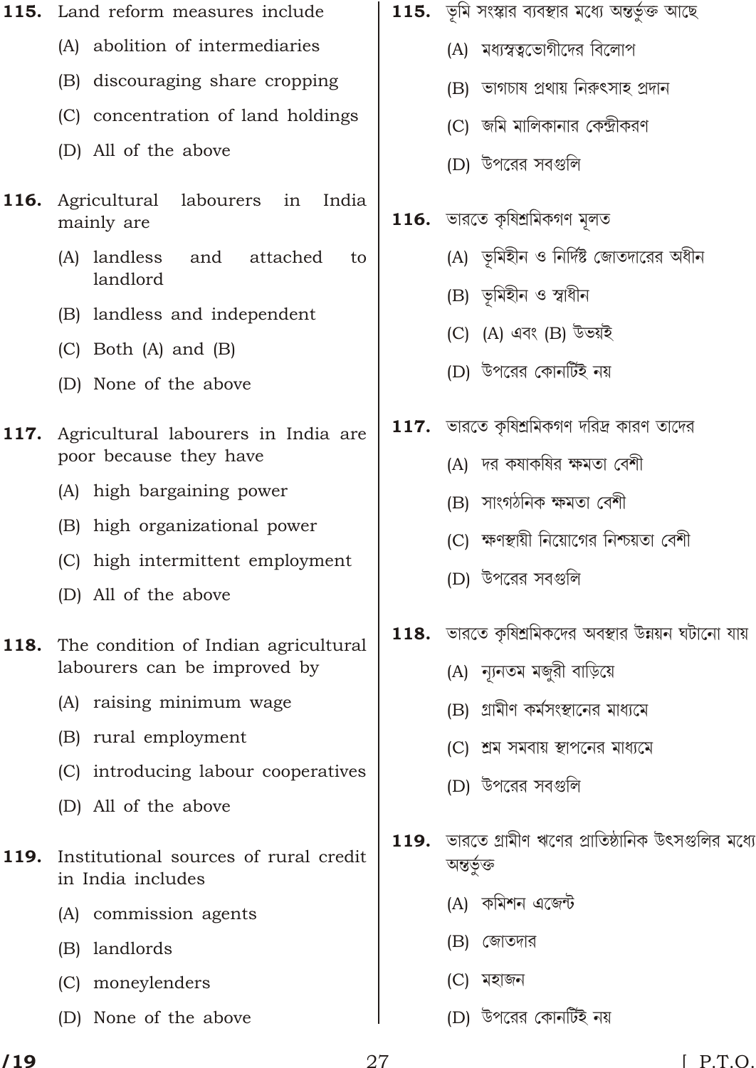**115.** Land reform measures include

(A) abolition of intermediaries

(B) discouraging share cropping

(C) concentration of land holdings

(D) All of the above

**116.** Agricultural labourers in India mainly are

(A) landless and attached to landlord

(B) landless and independent

(C) Both (A) and (B)

(D) None of the above

**117.** Agricultural labourers in India are poor because they have

(A) high bargaining power

(B) high organizational power

(C) high intermittent employment

(D) All of the above

**118.** The condition of Indian agricultural labourers can be improved by

(A) raising minimum wage

(B) rural employment

(C) introducing labour cooperatives

(D) All of the above

**119.** Institutional sources of rural credit in India includes

(A) commission agents

(B) landlords

(C) moneylenders

(D) None of the above

**115.** ভূমি সংস্কার ব্যবস্থার মধ্যে অন্তর্ভুক্ত আছে

(A) মধ্যস্বত্বভোগীদের বিলোপ

(B) ভাগচাষ প্রথায় নিরুৎসাহ প্রদান

(C) জমি মালিকানার কেন্দ্রীকরণ

(D) উপরের সবগুলি

**116.** ভারতে কৃষিশ্রমিকগণ মূলত

(A) ভূমিহীন ও নির্দিষ্ট জোতদারের অধীন

(B) ভূমিহীন ও স্বাধীন

(C) (A) এবং (B) উভয়ই

(D) উপরের কোনটিই নয়

**117.** ভারতে কৃষিশ্রমিকগণ দরিদ্র কারণ তাদের

(A) দর কষাকষির ক্ষমতা বেশী

(B) সাংগঠনিক ক্ষমতা বেশী

(C) ক্ষণস্থায়ী নিয়োগের নিশ্চয়তা বেশী

(D) উপরের সবগুলি

**118.** ভারতে কৃষিশ্রমিকদের অবস্থার উন্নয়ন ঘটানো যায়

(A) ন্যূনতম মজুরী বাড়িয়ে

(B) গ্রামীণ কর্মসংস্থানের মাধ্যমে

(C) শ্রম সমবায় স্থাপনের মাধ্যমে

(D) উপরের সবগুলি

**119.** ভারতে গ্রামীণ ঋণের প্রাতিষ্ঠানিক উৎসগুলির মধ্যে অন্তর্ভুক্ত

(A) কমিশন এজেন্ট

(B) জোতদার

(C) মহাজন

(D) উপরের কোনটিই নয়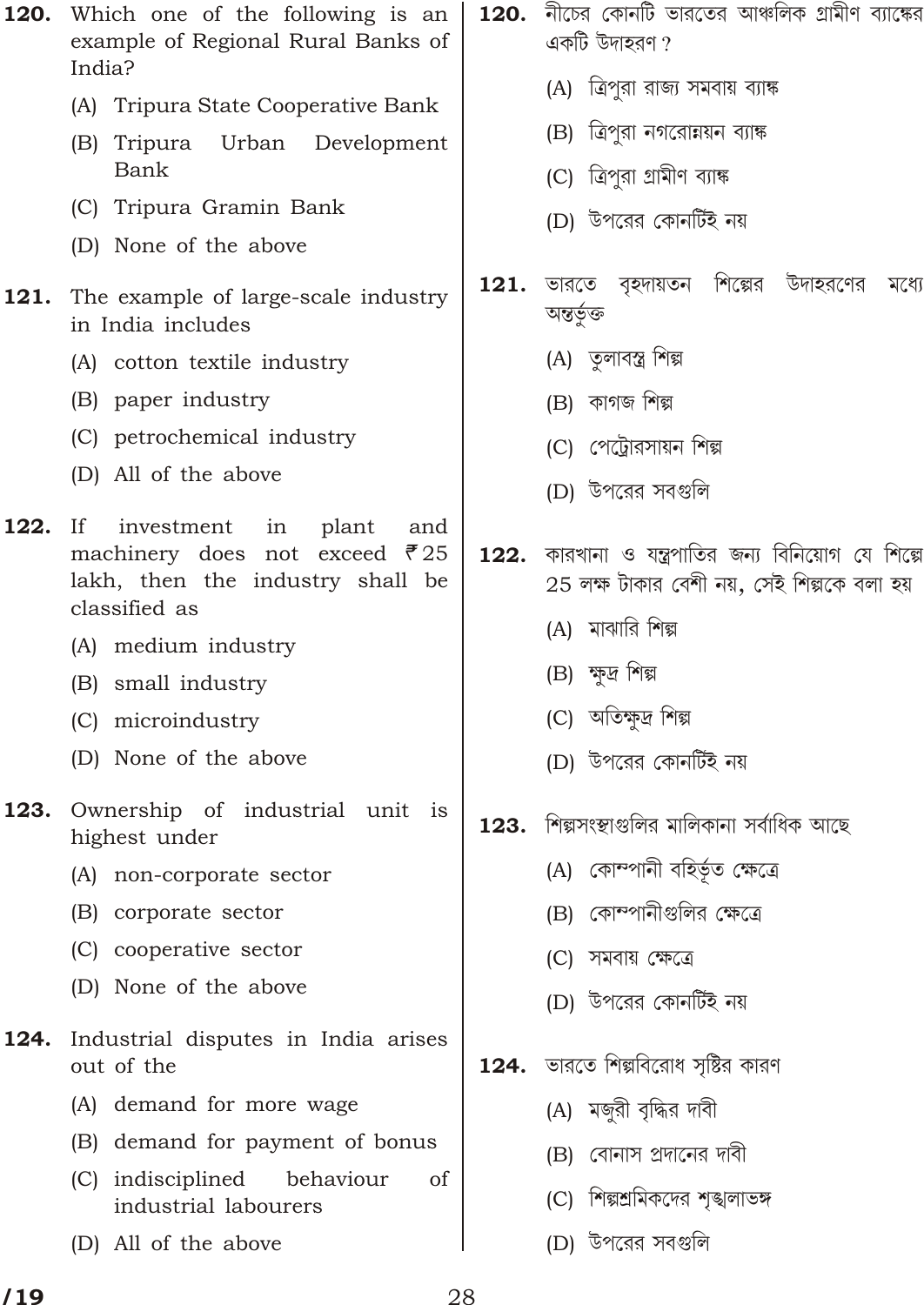**120.** Which one of the following is an example of Regional Rural Banks of India?

(A) Tripura State Cooperative Bank

(B) Tripura Urban Development Bank

(C) Tripura Gramin Bank

(D) None of the above

**121.** The example of large-scale industry in India includes

(A) cotton textile industry

(B) paper industry

(C) petrochemical industry

(D) All of the above

**122.** If investment in plant and machinery does not exceed ₹ 25 lakh, then the industry shall be classified as

(A) medium industry

(B) small industry

(C) microindustry

(D) None of the above

**123.** Ownership of industrial unit is highest under

(A) non-corporate sector

(B) corporate sector

(C) cooperative sector

(D) None of the above

**124.** Industrial disputes in India arises out of the

(A) demand for more wage

(B) demand for payment of bonus

(C) indisciplined behaviour of industrial labourers

(D) All of the above

**120.** নীচের কোনটি ভারতের আঞ্চলিক গ্রামীণ ব্যাঙ্কের একটি উদাহরণ ?

(A) ত্রিপুরা রাজ্য সমবায় ব্যাঙ্ক

(B) ত্রিপুরা নগরোন্নয়ন ব্যাঙ্ক

(C) ত্রিপুরা গ্রামীণ ব্যাঙ্ক

(D) উপরের কোনটিই নয়

**121.** ভারতে বৃহদায়তন শিল্পের উদাহরণের মধ্যে অন্তর্ভুক্ত

(A) তুলাবস্ত্র শিল্প

(B) কাগজ শিল্প

(C) পেট্রোরসায়ন শিল্প

(D) উপরের সবগুলি

**122.** কারখানা ও যন্ত্রপাতির জন্য বিনিয়োগ যে শিল্পে 25 লক্ষ টাকার বেশী নয়, সেই শিল্পকে বলা হয়

(A) মাঝারি শিল্প

(B) ক্ষুদ্র শিল্প

(C) অতিক্ষুদ্র শিল্প

(D) উপরের কোনটিই নয়

**123.** শিল্পসংস্থাগুলির মালিকানা সর্বাধিক আছে

(A) কোম্পানী বহির্ভূত ক্ষেত্রে

(B) কোম্পানীগুলির ক্ষেত্রে

(C) সমবায় ক্ষেত্রে

(D) উপরের কোনটিই নয়

**124.** ভারতে শিল্পবিরোধ সৃষ্টির কারণ

(A) মজুরী বৃদ্ধির দাবী

(B) বোনাস প্রদানের দাবী

(C) শিল্পশ্রমিকদের শৃঙ্খলাভঙ্গ

(D) উপরের সবগুলি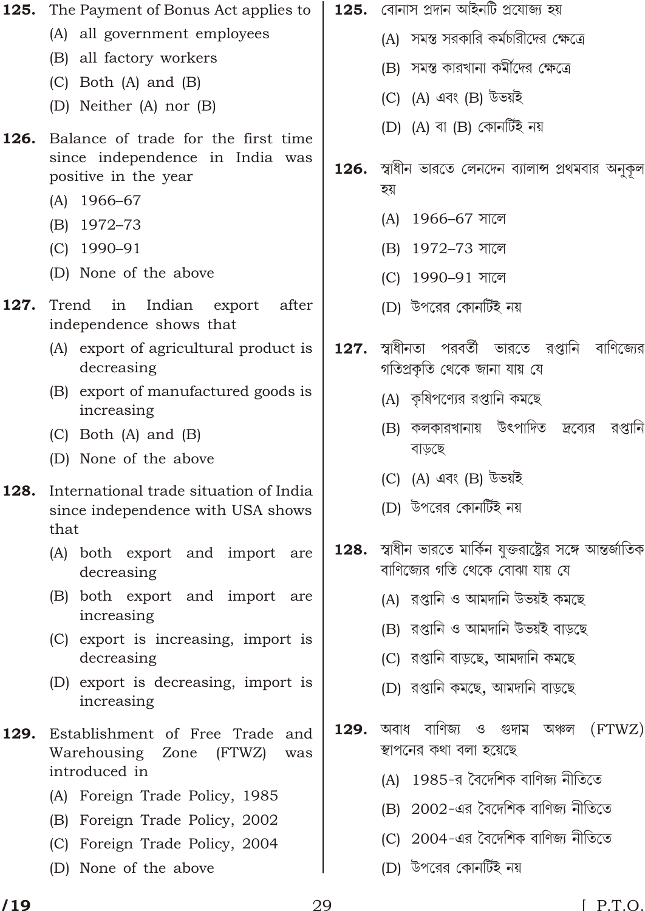**125.** The Payment of Bonus Act applies to

(A) all government employees

(B) all factory workers

(C) Both (A) and (B)

(D) Neither (A) nor (B)

**126.** Balance of trade for the first time since independence in India was positive in the year

(A) 1966–67

(B) 1972–73

(C) 1990–91

(D) None of the above

**127.** Trend in Indian export after independence shows that

(A) export of agricultural product is decreasing

(B) export of manufactured goods is increasing

(C) Both (A) and (B)

(D) None of the above

**128.** International trade situation of India since independence with USA shows that

(A) both export and import are decreasing

(B) both export and import are increasing

(C) export is increasing, import is decreasing

(D) export is decreasing, import is increasing

**129.** Establishment of Free Trade and Warehousing Zone (FTWZ) was introduced in

(A) Foreign Trade Policy, 1985

(B) Foreign Trade Policy, 2002

(C) Foreign Trade Policy, 2004

(D) None of the above

**125.** বোনাস প্রদান আইনটি প্রযোজ্য হয়

(A) সমস্ত সরকারি কর্মচারীদের ক্ষেত্রে

(B) সমস্ত কারখানা কর্মীদের ক্ষেত্রে

(C) (A) এবং (B) উভয়ই

(D) (A) বা (B) কোনটিই নয়

**126.** স্বাধীন ভারতে লেনদেন ব্যালান্স প্রথমবার অনুকূল হয়

(A) 1966–67 সালে

(B) 1972–73 সালে

(C) 1990–91 সালে

(D) উপরের কোনটিই নয়

**127.** স্বাধীনতা পরবর্তী ভারতে রপ্তানি বাণিজ্যের গতিপ্রকৃতি থেকে জানা যায় যে

(A) কৃষিপণ্যের রপ্তানি কমছে

(B) কলকারখানায় উৎপাদিত দ্রব্যের রপ্তানি বাড়ছে

(C) (A) এবং (B) উভয়ই

(D) উপরের কোনটিই নয়

**128.** স্বাধীন ভারতে মার্কিন যুক্তরাষ্ট্রের সঙ্গে আন্তর্জাতিক বাণিজ্যের গতি থেকে বোঝা যায় যে

(A) রপ্তানি ও আমদানি উভয়ই কমছে

(B) রপ্তানি ও আমদানি উভয়ই বাড়ছে

(C) রপ্তানি বাড়ছে, আমদানি কমছে

(D) রপ্তানি কমছে, আমদানি বাড়ছে

**129.** অবাধ বাণিজ্য ও গুদাম অঞ্চল (FTWZ) স্থাপনের কথা বলা হয়েছে

(A) 1985-র বৈদেশিক বাণিজ্য নীতিতে

(B) 2002-এর বৈদেশিক বাণিজ্য নীতিতে

(C) 2004-এর বৈদেশিক বাণিজ্য নীতিতে

(D) উপরের কোনটিই নয়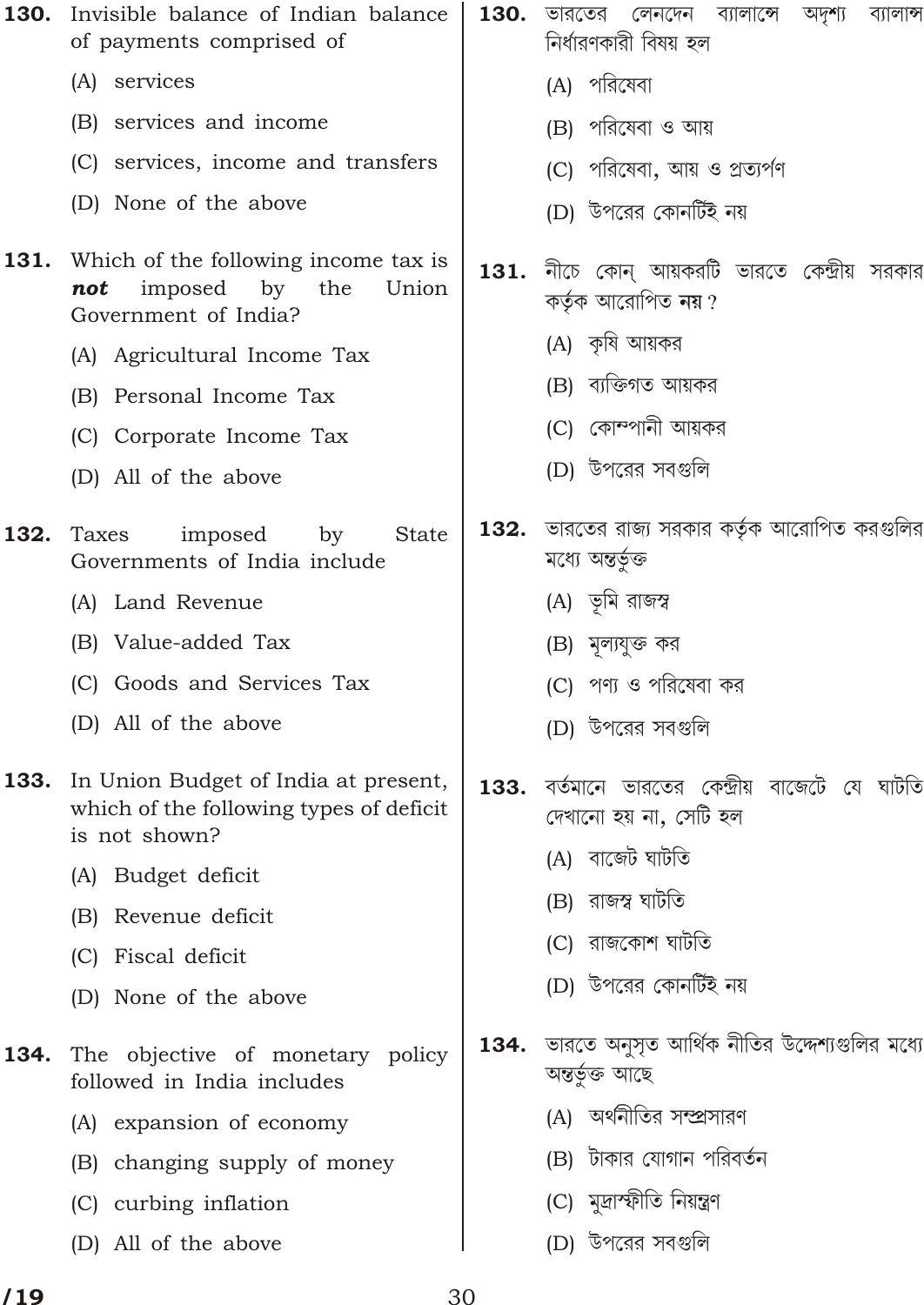**130.** Invisible balance of Indian balance of payments comprised of

(A) services

(B) services and income

(C) services, income and transfers

(D) None of the above

**130.** ভারতের লেনদেন ব্যালান্সে অদৃশ্য ব্যালান্স নির্ধারণকারী বিষয় হল

(A) পরিষেবা

(B) পরিষেবা ও আয়

(C) পরিষেবা, আয় ও প্রত্যর্পণ

(D) উপরের কোনটিই নয়

**131.** Which of the following income tax is ***not*** imposed by the Union Government of India?

(A) Agricultural Income Tax

(B) Personal Income Tax

(C) Corporate Income Tax

(D) All of the above

**131.** নীচে কোন্ আয়করটি ভারতে কেন্দ্রীয় সরকার কর্তৃক আরোপিত **নয়** ?

(A) কৃষি আয়কর

(B) ব্যক্তিগত আয়কর

(C) কোম্পানী আয়কর

(D) উপরের সবগুলি

**132.** Taxes imposed by State Governments of India include

(A) Land Revenue

(B) Value-added Tax

(C) Goods and Services Tax

(D) All of the above

**132.** ভারতের রাজ্য সরকার কর্তৃক আরোপিত করগুলির মধ্যে অন্তর্ভুক্ত

(A) ভূমি রাজস্ব

(B) মূল্যযুক্ত কর

(C) পণ্য ও পরিষেবা কর

(D) উপরের সবগুলি

**133.** In Union Budget of India at present, which of the following types of deficit is not shown?

(A) Budget deficit

(B) Revenue deficit

(C) Fiscal deficit

(D) None of the above

**133.** বর্তমানে ভারতের কেন্দ্রীয় বাজেটে যে ঘাটতি দেখানো হয় না, সেটি হল

(A) বাজেট ঘাটতি

(B) রাজস্ব ঘাটতি

(C) রাজকোশ ঘাটতি

(D) উপরের কোনটিই নয়

**134.** The objective of monetary policy followed in India includes

(A) expansion of economy

(B) changing supply of money

(C) curbing inflation

(D) All of the above

**134.** ভারতে অনুসৃত আর্থিক নীতির উদ্দেশ্যগুলির মধ্যে অন্তর্ভুক্ত আছে

(A) অর্থনীতির সম্প্রসারণ

(B) টাকার যোগান পরিবর্তন

(C) মুদ্রাস্ফীতি নিয়ন্ত্রণ

(D) উপরের সবগুলি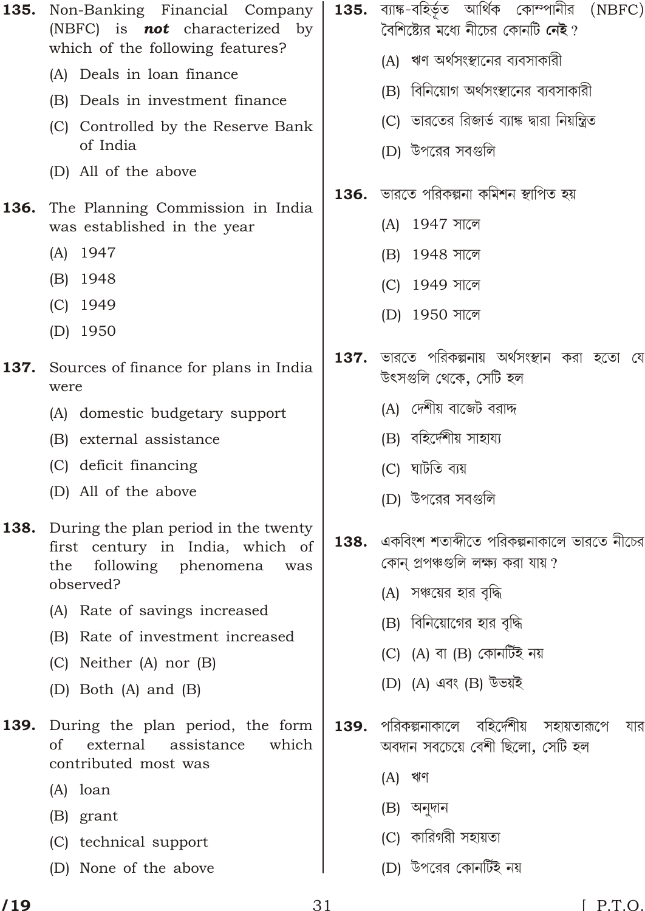**135.** Non-Banking Financial Company (NBFC) is ***not*** characterized by which of the following features?

(A) Deals in loan finance

(B) Deals in investment finance

(C) Controlled by the Reserve Bank of India

(D) All of the above

**136.** The Planning Commission in India was established in the year

(A) 1947

(B) 1948

(C) 1949

(D) 1950

**137.** Sources of finance for plans in India were

(A) domestic budgetary support

(B) external assistance

(C) deficit financing

(D) All of the above

**138.** During the plan period in the twenty first century in India, which of the following phenomena was observed?

(A) Rate of savings increased

(B) Rate of investment increased

(C) Neither (A) nor (B)

(D) Both (A) and (B)

**139.** During the plan period, the form of external assistance which contributed most was

(A) loan

(B) grant

(C) technical support

(D) None of the above

**135.** ব্যাঙ্ক-বহির্ভূত আর্থিক কোম্পানীর (NBFC) বৈশিষ্ট্যের মধ্যে নীচের কোনটি **নেই** ?

(A) ঋণ অর্থসংস্থানের ব্যবসাকারী

(B) বিনিয়োগ অর্থসংস্থানের ব্যবসাকারী

(C) ভারতের রিজার্ভ ব্যাঙ্ক দ্বারা নিয়ন্ত্রিত

(D) উপরের সবগুলি

**136.** ভারতে পরিকল্পনা কমিশন স্থাপিত হয়

(A) 1947 সালে

(B) 1948 সালে

(C) 1949 সালে

(D) 1950 সালে

**137.** ভারতে পরিকল্পনায় অর্থসংস্থান করা হতো যে উৎসগুলি থেকে, সেটি হল

(A) দেশীয় বাজেট বরাদ্দ

(B) বহির্দেশীয় সাহায্য

(C) ঘাটতি ব্যয়

(D) উপরের সবগুলি

**138.** একবিংশ শতাব্দীতে পরিকল্পনাকালে ভারতে নীচের কোন্ প্রপঞ্চগুলি লক্ষ্য করা যায় ?

(A) সঞ্চয়ের হার বৃদ্ধি

(B) বিনিয়োগের হার বৃদ্ধি

(C) (A) বা (B) কোনটিই নয়

(D) (A) এবং (B) উভয়ই

**139.** পরিকল্পনাকালে বহির্দেশীয় সহায়তারূপে যার অবদান সবচেয়ে বেশী ছিলো, সেটি হল

(A) ঋণ

(B) অনুদান

(C) কারিগরী সহায়তা

(D) উপরের কোনটিই নয়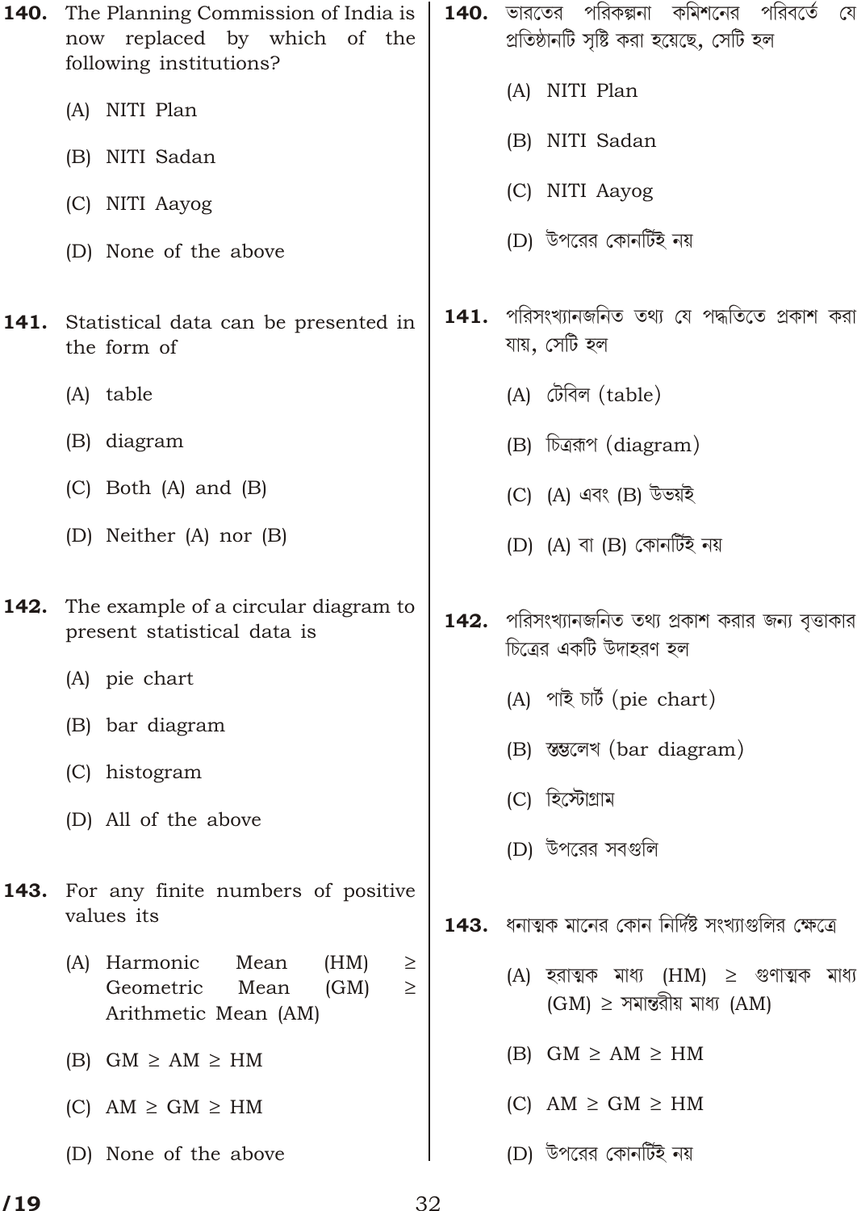**140.** The Planning Commission of India is now replaced by which of the following institutions?

(A) NITI Plan

(B) NITI Sadan

(C) NITI Aayog

(D) None of the above

**140.** ভারতের পরিকল্পনা কমিশনের পরিবর্তে যে প্রতিষ্ঠানটি সৃষ্টি করা হয়েছে, সেটি হল

(A) NITI Plan

(B) NITI Sadan

(C) NITI Aayog

(D) উপরের কোনটিই নয়

**141.** Statistical data can be presented in the form of

(A) table

(B) diagram

(C) Both (A) and (B)

(D) Neither (A) nor (B)

**141.** পরিসংখ্যানজনিত তথ্য যে পদ্ধতিতে প্রকাশ করা যায়, সেটি হল

(A) টেবিল (table)

(B) চিত্ররূপ (diagram)

(C) (A) এবং (B) উভয়ই

(D) (A) বা (B) কোনটিই নয়

**142.** The example of a circular diagram to present statistical data is

(A) pie chart

(B) bar diagram

(C) histogram

(D) All of the above

**142.** পরিসংখ্যানজনিত তথ্য প্রকাশ করার জন্য বৃত্তাকার চিত্রের একটি উদাহরণ হল

(A) পাই চার্ট (pie chart)

(B) স্তম্ভলেখ (bar diagram)

(C) হিস্টোগ্রাম

(D) উপরের সবগুলি

**143.** For any finite numbers of positive values its

(A) Harmonic Mean (HM) $\geq$ Geometric Mean (GM) $\geq$ Arithmetic Mean (AM)

(B) GM $\geq$ AM $\geq$ HM

(C) AM $\geq$ GM $\geq$ HM

(D) None of the above

**143.** ধনাত্মক মানের কোন নির্দিষ্ট সংখ্যাগুলির ক্ষেত্রে

(A) হরাত্মক মাধ্য (HM) $\geq$ গুণাত্মক মাধ্য (GM) $\geq$ সমান্তরীয় মাধ্য (AM)

(B) GM $\geq$ AM $\geq$ HM

(C) AM $\geq$ GM $\geq$ HM

(D) উপরের কোনটিই নয়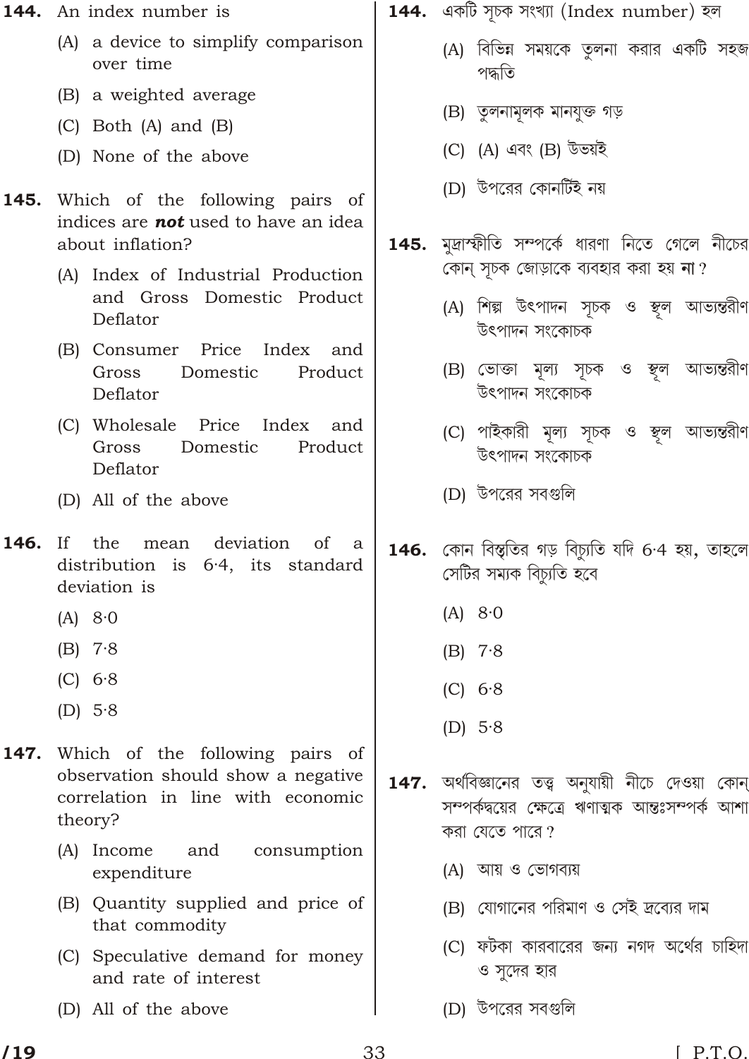**144.** An index number is

(A) a device to simplify comparison over time

(B) a weighted average

(C) Both (A) and (B)

(D) None of the above

**145.** Which of the following pairs of indices are ***not*** used to have an idea about inflation?

(A) Index of Industrial Production and Gross Domestic Product Deflator

(B) Consumer Price Index and Gross Domestic Product Deflator

(C) Wholesale Price Index and Gross Domestic Product Deflator

(D) All of the above

**146.** If the mean deviation of a distribution is 6·4, its standard deviation is

(A) 8·0

(B) 7·8

(C) 6·8

(D) 5·8

**147.** Which of the following pairs of observation should show a negative correlation in line with economic theory?

(A) Income and consumption expenditure

(B) Quantity supplied and price of that commodity

(C) Speculative demand for money and rate of interest

(D) All of the above

**144.** একটি সূচক সংখ্যা (Index number) হল

(A) বিভিন্ন সময়কে তুলনা করার একটি সহজ পদ্ধতি

(B) তুলনামূলক মানযুক্ত গড়

(C) (A) এবং (B) উভয়ই

(D) উপরের কোনটিই নয়

**145.** মুদ্রাস্ফীতি সম্পর্কে ধারণা নিতে গেলে নীচের কোন্ সূচক জোড়াকে ব্যবহার করা হয় **না**?

(A) শিল্প উৎপাদন সূচক ও স্থূল আভ্যন্তরীণ উৎপাদন সংকোচক

(B) ভোক্তা মূল্য সূচক ও স্থূল আভ্যন্তরীণ উৎপাদন সংকোচক

(C) পাইকারী মূল্য সূচক ও স্থূল আভ্যন্তরীণ উৎপাদন সংকোচক

(D) উপরের সবগুলি

**146.** কোন বিস্তৃতির গড় বিচ্যুতি যদি 6·4 হয়, তাহলে সেটির সম্যক বিচ্যুতি হবে

(A) 8·0

(B) 7·8

(C) 6·8

(D) 5·8

**147.** অর্থবিজ্ঞানের তত্ত্ব অনুযায়ী নীচে দেওয়া কোন্ সম্পর্কদ্বয়ের ক্ষেত্রে ঋণাত্মক আন্তঃসম্পর্ক আশা করা যেতে পারে?

(A) আয় ও ভোগব্যয়

(B) যোগানের পরিমাণ ও সেই দ্রব্যের দাম

(C) ফটকা কারবারের জন্য নগদ অর্থের চাহিদা ও সুদের হার

(D) উপরের সবগুলি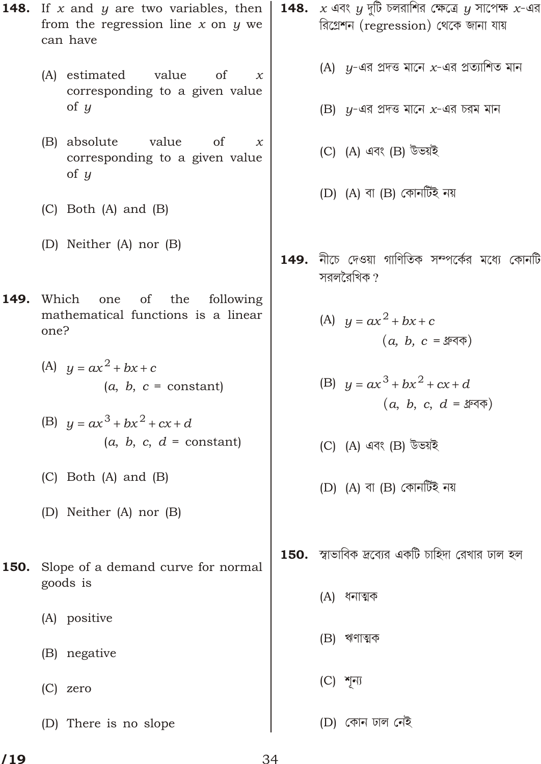**148.** If $x$ and $y$ are two variables, then from the regression line $x$ on $y$ we can have

(A) estimated value of $x$ corresponding to a given value of $y$

(B) absolute value of $x$ corresponding to a given value of $y$

(C) Both (A) and (B)

(D) Neither (A) nor (B)

**149.** Which one of the following mathematical functions is a linear one?

(A) $y = ax^2 + bx + c$
($a$, $b$, $c$ = constant)

(B) $y = ax^3 + bx^2 + cx + d$
($a$, $b$, $c$, $d$ = constant)

(C) Both (A) and (B)

(D) Neither (A) nor (B)

**150.** Slope of a demand curve for normal goods is

(A) positive

(B) negative

(C) zero

(D) There is no slope

**148.** $x$ এবং $y$ দুটি চলরাশির ক্ষেত্রে $y$ সাপেক্ষ $x$-এর রিগ্রেশন (regression) থেকে জানা যায়

(A) $y$-এর প্রদত্ত মানে $x$-এর প্রত্যাশিত মান

(B) $y$-এর প্রদত্ত মানে $x$-এর চরম মান

(C) (A) এবং (B) উভয়ই

(D) (A) বা (B) কোনটিই নয়

**149.** নীচে দেওয়া গাণিতিক সম্পর্কের মধ্যে কোনটি সরলরৈখিক?

(A) $y = ax^2 + bx + c$
($a$, $b$, $c$ = ধ্রুবক)

(B) $y = ax^3 + bx^2 + cx + d$
($a$, $b$, $c$, $d$ = ধ্রুবক)

(C) (A) এবং (B) উভয়ই

(D) (A) বা (B) কোনটিই নয়

**150.** স্বাভাবিক দ্রব্যের একটি চাহিদা রেখার ঢাল হল

(A) ধনাত্মক

(B) ঋণাত্মক

(C) শূন্য

(D) কোন ঢাল নেই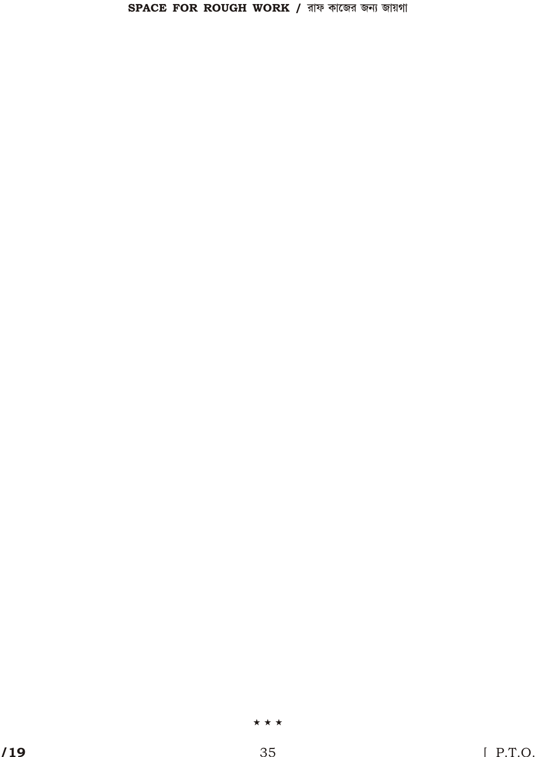**SPACE FOR ROUGH WORK / রাফ কাজের জন্য জায়গা**

★ ★ ★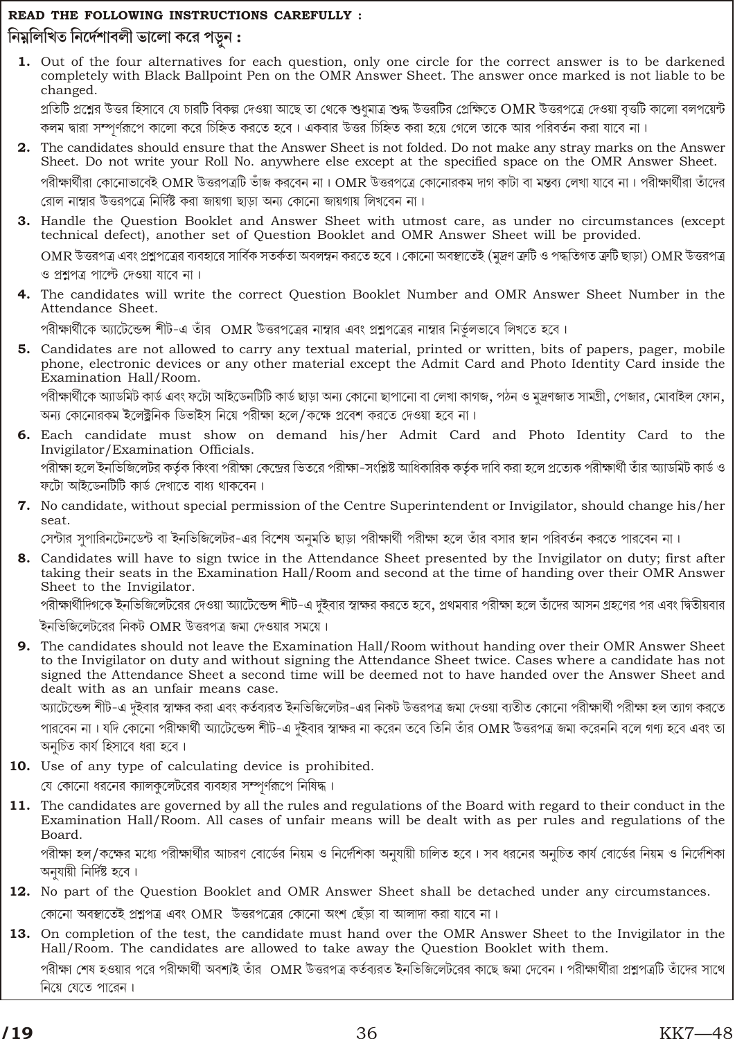**READ THE FOLLOWING INSTRUCTIONS CAREFULLY :**

**নিম্নলিখিত নির্দেশাবলী ভালো করে পড়ুন :**

1. Out of the four alternatives for each question, only one circle for the correct answer is to be darkened completely with Black Ballpoint Pen on the OMR Answer Sheet. The answer once marked is not liable to be changed.

   প্রতিটি প্রশ্নের উত্তর হিসাবে যে চারটি বিকল্প দেওয়া আছে তা থেকে শুধুমাত্র শুদ্ধ উত্তরটির প্রেক্ষিতে OMR উত্তরপত্রে দেওয়া বৃত্তটি কালো বলপয়েন্ট কলম দ্বারা সম্পূর্ণরূপে কালো করে চিহ্নিত করতে হবে। একবার উত্তর চিহ্নিত করা হয়ে গেলে তাকে আর পরিবর্তন করা যাবে না।

2. The candidates should ensure that the Answer Sheet is not folded. Do not make any stray marks on the Answer Sheet. Do not write your Roll No. anywhere else except at the specified space on the OMR Answer Sheet.

   পরীক্ষার্থীরা কোনোভাবেই OMR উত্তরপত্রটি ভাঁজ করবেন না। OMR উত্তরপত্রে কোনোরকম দাগ কাটা বা মন্তব্য লেখা যাবে না। পরীক্ষার্থীরা তাঁদের রোল নাম্বার উত্তরপত্রে নির্দিষ্ট করা জায়গা ছাড়া অন্য কোনো জায়গায় লিখবেন না।

3. Handle the Question Booklet and Answer Sheet with utmost care, as under no circumstances (except technical defect), another set of Question Booklet and OMR Answer Sheet will be provided.

   OMR উত্তরপত্র এবং প্রশ্নপত্রের ব্যবহারে সার্বিক সতর্কতা অবলম্বন করতে হবে। কোনো অবস্থাতেই (মুদ্রণ ত্রুটি ও পদ্ধতিগত ত্রুটি ছাড়া) OMR উত্তরপত্র ও প্রশ্নপত্র পাল্টে দেওয়া যাবে না।

4. The candidates will write the correct Question Booklet Number and OMR Answer Sheet Number in the Attendance Sheet.

   পরীক্ষার্থীকে অ্যাটেন্ডেন্স শীট-এ তাঁর OMR উত্তরপত্রের নাম্বার এবং প্রশ্নপত্রের নাম্বার নির্ভুলভাবে লিখতে হবে।

5. Candidates are not allowed to carry any textual material, printed or written, bits of papers, pager, mobile phone, electronic devices or any other material except the Admit Card and Photo Identity Card inside the Examination Hall/Room.

   পরীক্ষার্থীকে অ্যাডমিট কার্ড এবং ফটো আইডেনটিটি কার্ড ছাড়া অন্য কোনো ছাপানো বা লেখা কাগজ, পঠন ও মুদ্রণজাত সামগ্রী, পেজার, মোবাইল ফোন, অন্য কোনোরকম ইলেক্ট্রনিক ডিভাইস নিয়ে পরীক্ষা হলে/কক্ষে প্রবেশ করতে দেওয়া হবে না।

6. Each candidate must show on demand his/her Admit Card and Photo Identity Card to the Invigilator/Examination Officials.

   পরীক্ষা হলে ইনভিজিলেটর কর্তৃক কিংবা পরীক্ষা কেন্দ্রের ভিতরে পরীক্ষা-সংশ্লিষ্ট আধিকারিক কর্তৃক দাবি করা হলে প্রত্যেক পরীক্ষার্থী তাঁর অ্যাডমিট কার্ড ও ফটো আইডেনটিটি কার্ড দেখাতে বাধ্য থাকবেন।

7. No candidate, without special permission of the Centre Superintendent or Invigilator, should change his/her seat.

   সেন্টার সুপারিনটেনডেন্ট বা ইনভিজিলেটর-এর বিশেষ অনুমতি ছাড়া পরীক্ষার্থী পরীক্ষা হলে তাঁর বসার স্থান পরিবর্তন করতে পারবেন না।

8. Candidates will have to sign twice in the Attendance Sheet presented by the Invigilator on duty; first after taking their seats in the Examination Hall/Room and second at the time of handing over their OMR Answer Sheet to the Invigilator.

   পরীক্ষার্থীদিগকে ইনভিজিলেটরের দেওয়া অ্যাটেন্ডেন্স শীট-এ দুইবার স্বাক্ষর করতে হবে, প্রথমবার পরীক্ষা হলে তাঁদের আসন গ্রহণের পর এবং দ্বিতীয়বার ইনভিজিলেটরের নিকট OMR উত্তরপত্র জমা দেওয়ার সময়ে।

9. The candidates should not leave the Examination Hall/Room without handing over their OMR Answer Sheet to the Invigilator on duty and without signing the Attendance Sheet twice. Cases where a candidate has not signed the Attendance Sheet a second time will be deemed not to have handed over the Answer Sheet and dealt with as an unfair means case.

   অ্যাটেন্ডেন্স শীট-এ দুইবার স্বাক্ষর করা এবং কর্তব্যরত ইনভিজিলেটর-এর নিকট উত্তরপত্র জমা দেওয়া ব্যতীত কোনো পরীক্ষার্থী পরীক্ষা হল ত্যাগ করতে পারবেন না। যদি কোনো পরীক্ষার্থী অ্যাটেন্ডেন্স শীট-এ দুইবার স্বাক্ষর না করেন তবে তিনি তাঁর OMR উত্তরপত্র জমা করেননি বলে গণ্য হবে এবং তা অনুচিত কার্য হিসাবে ধরা হবে।

10. Use of any type of calculating device is prohibited.

    যে কোনো ধরনের ক্যালকুলেটরের ব্যবহার সম্পূর্ণরূপে নিষিদ্ধ।

11. The candidates are governed by all the rules and regulations of the Board with regard to their conduct in the Examination Hall/Room. All cases of unfair means will be dealt with as per rules and regulations of the Board.

    পরীক্ষা হল/কক্ষের মধ্যে পরীক্ষার্থীর আচরণ বোর্ডের নিয়ম ও নির্দেশিকা অনুযায়ী চালিত হবে। সব ধরনের অনুচিত কার্য বোর্ডের নিয়ম ও নির্দেশিকা অনুযায়ী নির্দিষ্ট হবে।

12. No part of the Question Booklet and OMR Answer Sheet shall be detached under any circumstances.

    কোনো অবস্থাতেই প্রশ্নপত্র এবং OMR উত্তরপত্রের কোনো অংশ ছেঁড়া বা আলাদা করা যাবে না।

13. On completion of the test, the candidate must hand over the OMR Answer Sheet to the Invigilator in the Hall/Room. The candidates are allowed to take away the Question Booklet with them.

    পরীক্ষা শেষ হওয়ার পরে পরীক্ষার্থী অবশ্যই তাঁর OMR উত্তরপত্র কর্তব্যরত ইনভিজিলেটরের কাছে জমা দেবেন। পরীক্ষার্থীরা প্রশ্নপত্রটি তাঁদের সাথে নিয়ে যেতে পারেন।